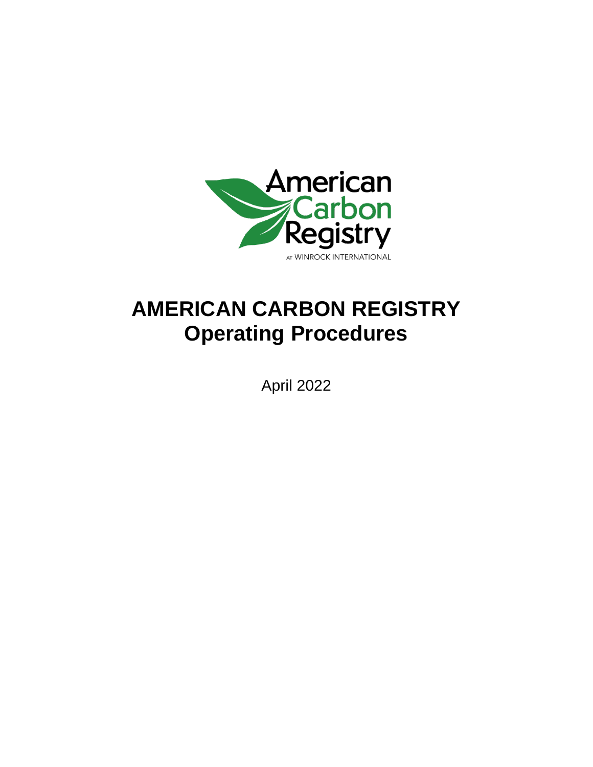American Carbon Registry

AT WINROCK INTERNATIONAL

# AMERICAN CARBON REGISTRY Operating Procedures

April 2022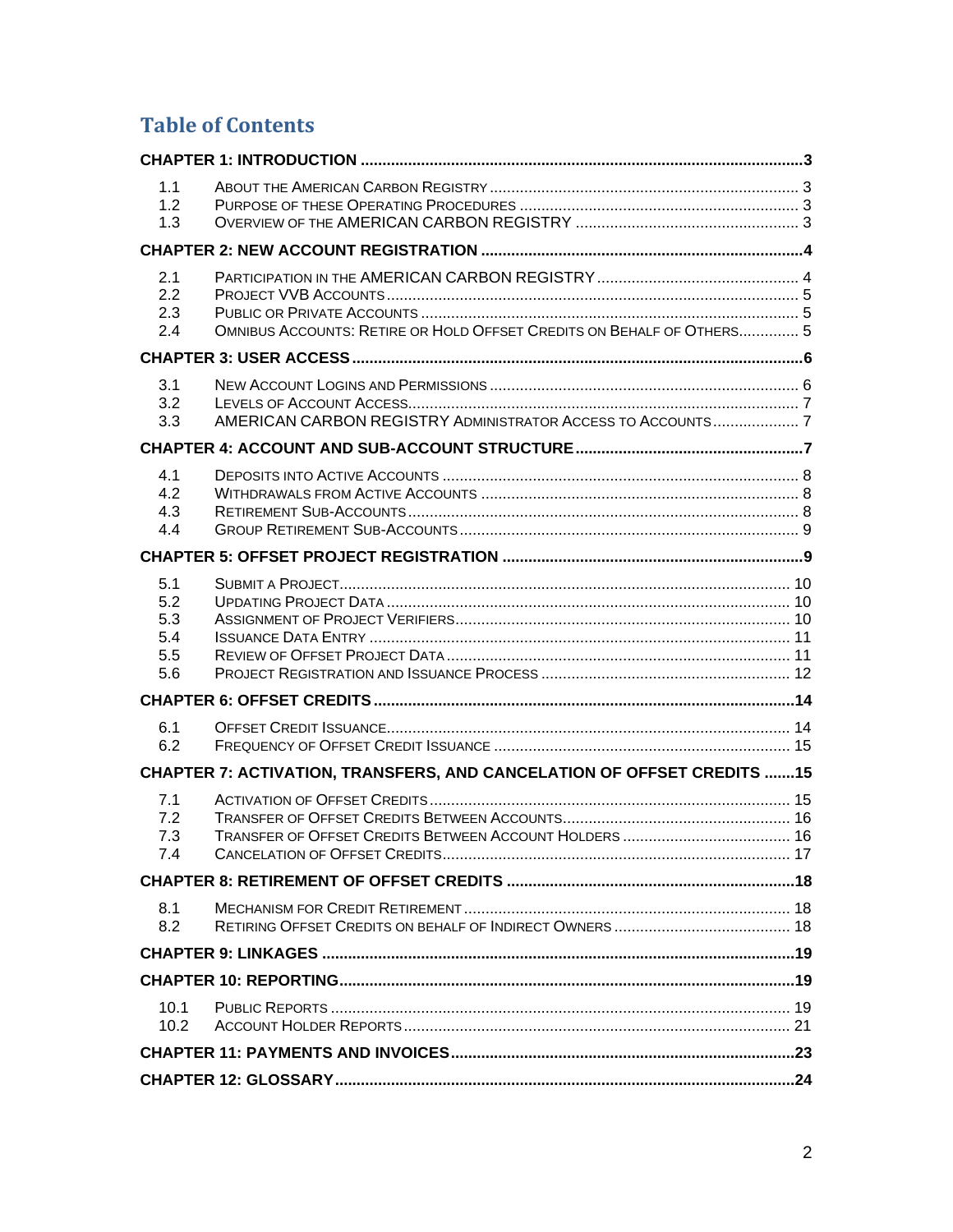# Table of Contents

**CHAPTER 1: INTRODUCTION** .....3

- 1.1 About the American Carbon Registry ..... 3
- 1.2 Purpose of these Operating Procedures ..... 3
- 1.3 Overview of the AMERICAN CARBON REGISTRY ..... 3

**CHAPTER 2: NEW ACCOUNT REGISTRATION** .....4

- 2.1 Participation in the AMERICAN CARBON REGISTRY ..... 4
- 2.2 Project VVB Accounts ..... 5
- 2.3 Public or Private Accounts ..... 5
- 2.4 Omnibus Accounts: Retire or Hold Offset Credits on Behalf of Others..... 5

**CHAPTER 3: USER ACCESS** .....6

- 3.1 New Account Logins and Permissions ..... 6
- 3.2 Levels of Account Access..... 7
- 3.3 AMERICAN CARBON REGISTRY Administrator Access to Accounts..... 7

**CHAPTER 4: ACCOUNT AND SUB-ACCOUNT STRUCTURE** .....7

- 4.1 Deposits into Active Accounts ..... 8
- 4.2 Withdrawals from Active Accounts ..... 8
- 4.3 Retirement Sub-Accounts..... 8
- 4.4 Group Retirement Sub-Accounts..... 9

**CHAPTER 5: OFFSET PROJECT REGISTRATION** .....9

- 5.1 Submit a Project..... 10
- 5.2 Updating Project Data ..... 10
- 5.3 Assignment of Project Verifiers..... 10
- 5.4 Issuance Data Entry ..... 11
- 5.5 Review of Offset Project Data ..... 11
- 5.6 Project Registration and Issuance Process ..... 12

**CHAPTER 6: OFFSET CREDITS** .....14

- 6.1 Offset Credit Issuance..... 14
- 6.2 Frequency of Offset Credit Issuance ..... 15

**CHAPTER 7: ACTIVATION, TRANSFERS, AND CANCELATION OF OFFSET CREDITS** .....15

- 7.1 Activation of Offset Credits..... 15
- 7.2 Transfer of Offset Credits Between Accounts..... 16
- 7.3 Transfer of Offset Credits Between Account Holders ..... 16
- 7.4 Cancelation of Offset Credits..... 17

**CHAPTER 8: RETIREMENT OF OFFSET CREDITS** .....18

- 8.1 Mechanism for Credit Retirement..... 18
- 8.2 Retiring Offset Credits on behalf of Indirect Owners ..... 18

**CHAPTER 9: LINKAGES** .....19

**CHAPTER 10: REPORTING**.....19

- 10.1 Public Reports ..... 19
- 10.2 Account Holder Reports..... 21

**CHAPTER 11: PAYMENTS AND INVOICES**.....23

**CHAPTER 12: GLOSSARY**.....24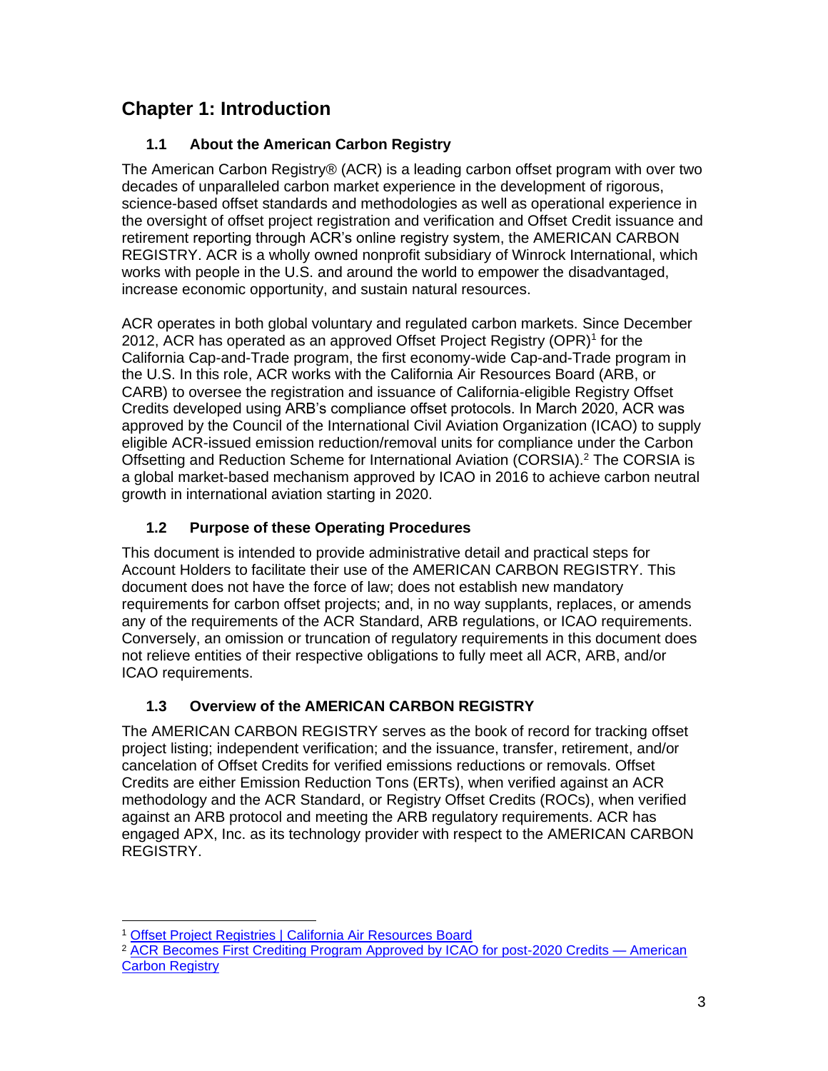# Chapter 1: Introduction

## 1.1 About the American Carbon Registry

The American Carbon Registry® (ACR) is a leading carbon offset program with over two decades of unparalleled carbon market experience in the development of rigorous, science-based offset standards and methodologies as well as operational experience in the oversight of offset project registration and verification and Offset Credit issuance and retirement reporting through ACR's online registry system, the AMERICAN CARBON REGISTRY. ACR is a wholly owned nonprofit subsidiary of Winrock International, which works with people in the U.S. and around the world to empower the disadvantaged, increase economic opportunity, and sustain natural resources.

ACR operates in both global voluntary and regulated carbon markets. Since December 2012, ACR has operated as an approved Offset Project Registry (OPR)[1] for the California Cap-and-Trade program, the first economy-wide Cap-and-Trade program in the U.S. In this role, ACR works with the California Air Resources Board (ARB, or CARB) to oversee the registration and issuance of California-eligible Registry Offset Credits developed using ARB's compliance offset protocols. In March 2020, ACR was approved by the Council of the International Civil Aviation Organization (ICAO) to supply eligible ACR-issued emission reduction/removal units for compliance under the Carbon Offsetting and Reduction Scheme for International Aviation (CORSIA).[2] The CORSIA is a global market-based mechanism approved by ICAO in 2016 to achieve carbon neutral growth in international aviation starting in 2020.

## 1.2 Purpose of these Operating Procedures

This document is intended to provide administrative detail and practical steps for Account Holders to facilitate their use of the AMERICAN CARBON REGISTRY. This document does not have the force of law; does not establish new mandatory requirements for carbon offset projects; and, in no way supplants, replaces, or amends any of the requirements of the ACR Standard, ARB regulations, or ICAO requirements. Conversely, an omission or truncation of regulatory requirements in this document does not relieve entities of their respective obligations to fully meet all ACR, ARB, and/or ICAO requirements.

## 1.3 Overview of the AMERICAN CARBON REGISTRY

The AMERICAN CARBON REGISTRY serves as the book of record for tracking offset project listing; independent verification; and the issuance, transfer, retirement, and/or cancelation of Offset Credits for verified emissions reductions or removals. Offset Credits are either Emission Reduction Tons (ERTs), when verified against an ACR methodology and the ACR Standard, or Registry Offset Credits (ROCs), when verified against an ARB protocol and meeting the ARB regulatory requirements. ACR has engaged APX, Inc. as its technology provider with respect to the AMERICAN CARBON REGISTRY.

---

[1] Offset Project Registries | California Air Resources Board

[2] ACR Becomes First Crediting Program Approved by ICAO for post-2020 Credits — American Carbon Registry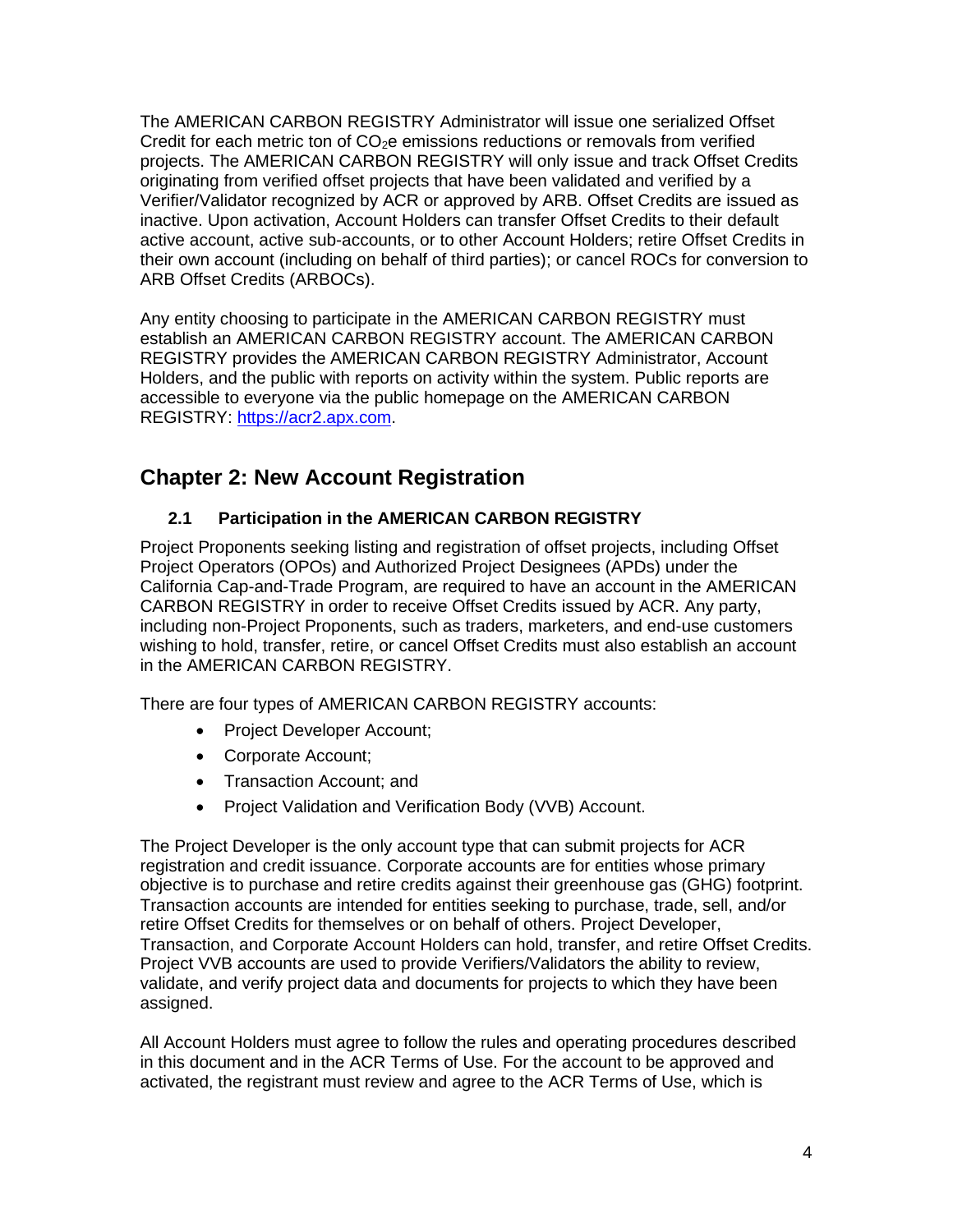The AMERICAN CARBON REGISTRY Administrator will issue one serialized Offset Credit for each metric ton of $CO_2e$ emissions reductions or removals from verified projects. The AMERICAN CARBON REGISTRY will only issue and track Offset Credits originating from verified offset projects that have been validated and verified by a Verifier/Validator recognized by ACR or approved by ARB. Offset Credits are issued as inactive. Upon activation, Account Holders can transfer Offset Credits to their default active account, active sub-accounts, or to other Account Holders; retire Offset Credits in their own account (including on behalf of third parties); or cancel ROCs for conversion to ARB Offset Credits (ARBOCs).

Any entity choosing to participate in the AMERICAN CARBON REGISTRY must establish an AMERICAN CARBON REGISTRY account. The AMERICAN CARBON REGISTRY provides the AMERICAN CARBON REGISTRY Administrator, Account Holders, and the public with reports on activity within the system. Public reports are accessible to everyone via the public homepage on the AMERICAN CARBON REGISTRY: https://acr2.apx.com.

## Chapter 2: New Account Registration

### 2.1 Participation in the AMERICAN CARBON REGISTRY

Project Proponents seeking listing and registration of offset projects, including Offset Project Operators (OPOs) and Authorized Project Designees (APDs) under the California Cap-and-Trade Program, are required to have an account in the AMERICAN CARBON REGISTRY in order to receive Offset Credits issued by ACR. Any party, including non-Project Proponents, such as traders, marketers, and end-use customers wishing to hold, transfer, retire, or cancel Offset Credits must also establish an account in the AMERICAN CARBON REGISTRY.

There are four types of AMERICAN CARBON REGISTRY accounts:

- Project Developer Account;
- Corporate Account;
- Transaction Account; and
- Project Validation and Verification Body (VVB) Account.

The Project Developer is the only account type that can submit projects for ACR registration and credit issuance. Corporate accounts are for entities whose primary objective is to purchase and retire credits against their greenhouse gas (GHG) footprint. Transaction accounts are intended for entities seeking to purchase, trade, sell, and/or retire Offset Credits for themselves or on behalf of others. Project Developer, Transaction, and Corporate Account Holders can hold, transfer, and retire Offset Credits. Project VVB accounts are used to provide Verifiers/Validators the ability to review, validate, and verify project data and documents for projects to which they have been assigned.

All Account Holders must agree to follow the rules and operating procedures described in this document and in the ACR Terms of Use. For the account to be approved and activated, the registrant must review and agree to the ACR Terms of Use, which is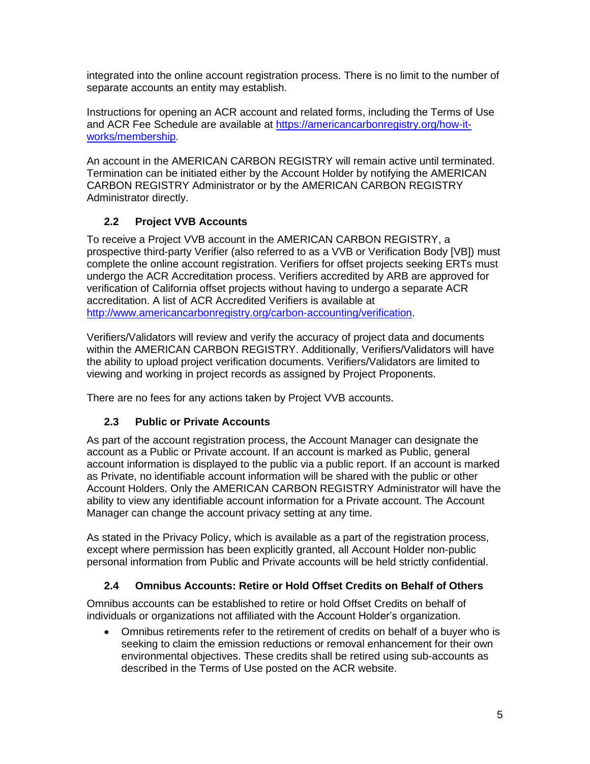integrated into the online account registration process. There is no limit to the number of separate accounts an entity may establish.

Instructions for opening an ACR account and related forms, including the Terms of Use and ACR Fee Schedule are available at [https://americancarbonregistry.org/how-it-works/membership](https://americancarbonregistry.org/how-it-works/membership).

An account in the AMERICAN CARBON REGISTRY will remain active until terminated. Termination can be initiated either by the Account Holder by notifying the AMERICAN CARBON REGISTRY Administrator or by the AMERICAN CARBON REGISTRY Administrator directly.

### 2.2 Project VVB Accounts

To receive a Project VVB account in the AMERICAN CARBON REGISTRY, a prospective third-party Verifier (also referred to as a VVB or Verification Body [VB]) must complete the online account registration. Verifiers for offset projects seeking ERTs must undergo the ACR Accreditation process. Verifiers accredited by ARB are approved for verification of California offset projects without having to undergo a separate ACR accreditation. A list of ACR Accredited Verifiers is available at [http://www.americancarbonregistry.org/carbon-accounting/verification](http://www.americancarbonregistry.org/carbon-accounting/verification).

Verifiers/Validators will review and verify the accuracy of project data and documents within the AMERICAN CARBON REGISTRY. Additionally, Verifiers/Validators will have the ability to upload project verification documents. Verifiers/Validators are limited to viewing and working in project records as assigned by Project Proponents.

There are no fees for any actions taken by Project VVB accounts.

### 2.3 Public or Private Accounts

As part of the account registration process, the Account Manager can designate the account as a Public or Private account. If an account is marked as Public, general account information is displayed to the public via a public report. If an account is marked as Private, no identifiable account information will be shared with the public or other Account Holders. Only the AMERICAN CARBON REGISTRY Administrator will have the ability to view any identifiable account information for a Private account. The Account Manager can change the account privacy setting at any time.

As stated in the Privacy Policy, which is available as a part of the registration process, except where permission has been explicitly granted, all Account Holder non-public personal information from Public and Private accounts will be held strictly confidential.

### 2.4 Omnibus Accounts: Retire or Hold Offset Credits on Behalf of Others

Omnibus accounts can be established to retire or hold Offset Credits on behalf of individuals or organizations not affiliated with the Account Holder's organization.

- Omnibus retirements refer to the retirement of credits on behalf of a buyer who is seeking to claim the emission reductions or removal enhancement for their own environmental objectives. These credits shall be retired using sub-accounts as described in the Terms of Use posted on the ACR website.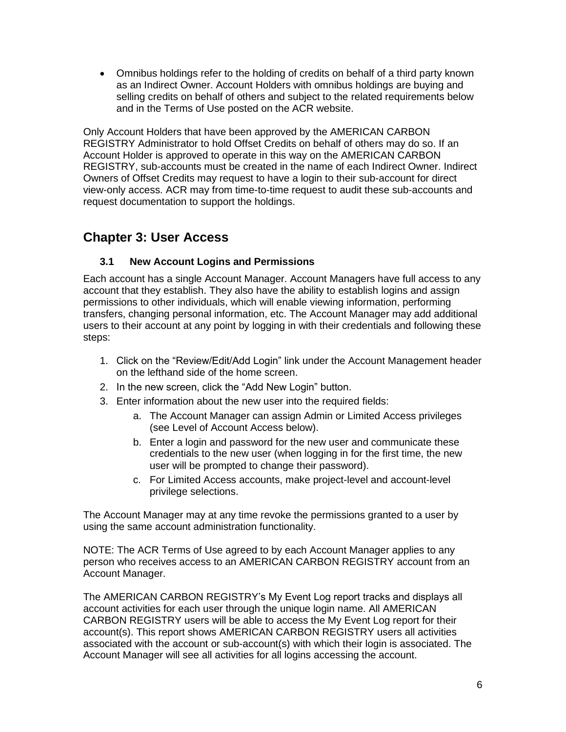- Omnibus holdings refer to the holding of credits on behalf of a third party known as an Indirect Owner. Account Holders with omnibus holdings are buying and selling credits on behalf of others and subject to the related requirements below and in the Terms of Use posted on the ACR website.

Only Account Holders that have been approved by the AMERICAN CARBON REGISTRY Administrator to hold Offset Credits on behalf of others may do so. If an Account Holder is approved to operate in this way on the AMERICAN CARBON REGISTRY, sub-accounts must be created in the name of each Indirect Owner. Indirect Owners of Offset Credits may request to have a login to their sub-account for direct view-only access. ACR may from time-to-time request to audit these sub-accounts and request documentation to support the holdings.

## Chapter 3: User Access

### 3.1 New Account Logins and Permissions

Each account has a single Account Manager. Account Managers have full access to any account that they establish. They also have the ability to establish logins and assign permissions to other individuals, which will enable viewing information, performing transfers, changing personal information, etc. The Account Manager may add additional users to their account at any point by logging in with their credentials and following these steps:

1. Click on the "Review/Edit/Add Login" link under the Account Management header on the lefthand side of the home screen.
2. In the new screen, click the "Add New Login" button.
3. Enter information about the new user into the required fields:
    a. The Account Manager can assign Admin or Limited Access privileges (see Level of Account Access below).
    b. Enter a login and password for the new user and communicate these credentials to the new user (when logging in for the first time, the new user will be prompted to change their password).
    c. For Limited Access accounts, make project-level and account-level privilege selections.

The Account Manager may at any time revoke the permissions granted to a user by using the same account administration functionality.

NOTE: The ACR Terms of Use agreed to by each Account Manager applies to any person who receives access to an AMERICAN CARBON REGISTRY account from an Account Manager.

The AMERICAN CARBON REGISTRY's My Event Log report tracks and displays all account activities for each user through the unique login name. All AMERICAN CARBON REGISTRY users will be able to access the My Event Log report for their account(s). This report shows AMERICAN CARBON REGISTRY users all activities associated with the account or sub-account(s) with which their login is associated. The Account Manager will see all activities for all logins accessing the account.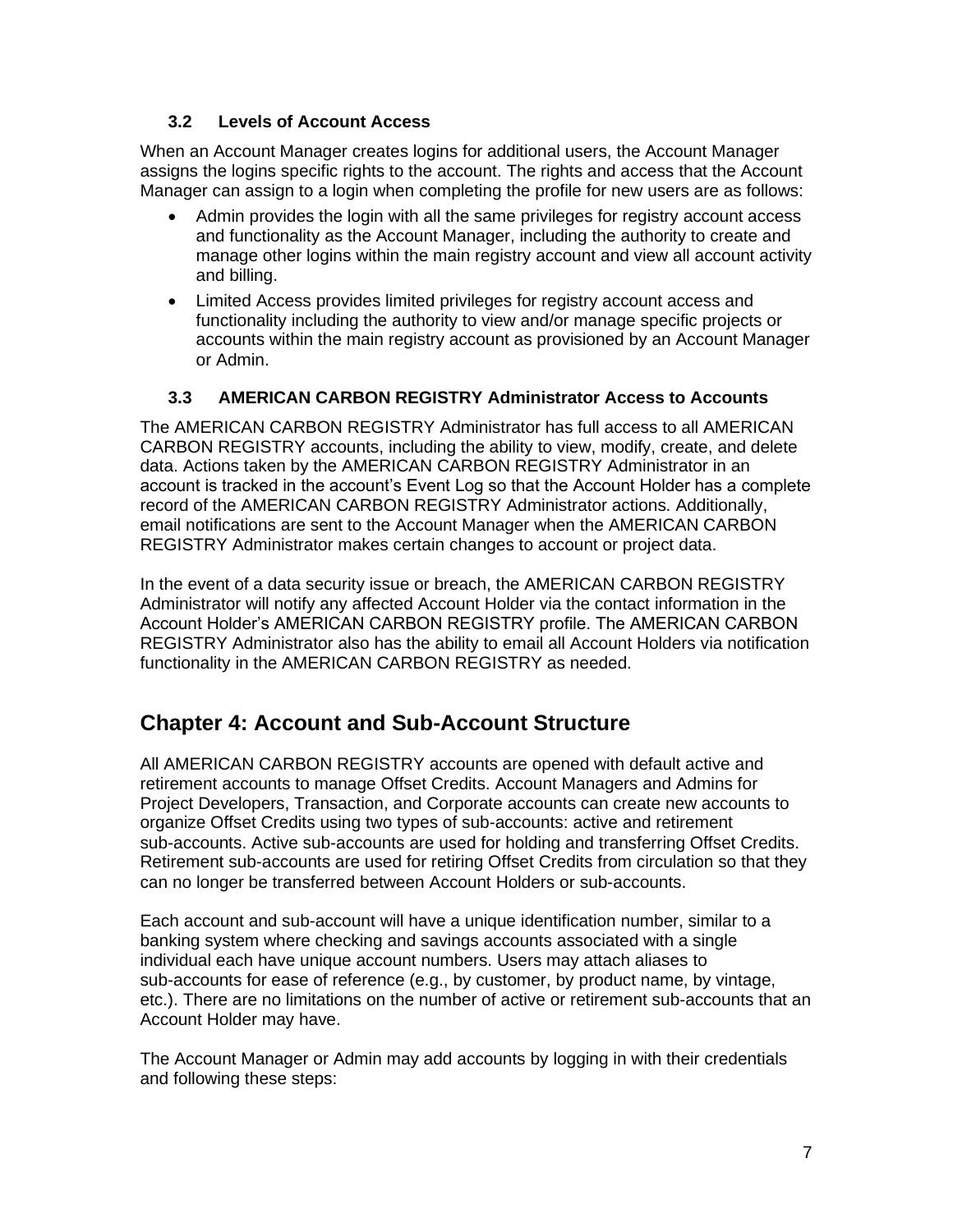### 3.2 Levels of Account Access

When an Account Manager creates logins for additional users, the Account Manager assigns the logins specific rights to the account. The rights and access that the Account Manager can assign to a login when completing the profile for new users are as follows:

- Admin provides the login with all the same privileges for registry account access and functionality as the Account Manager, including the authority to create and manage other logins within the main registry account and view all account activity and billing.
- Limited Access provides limited privileges for registry account access and functionality including the authority to view and/or manage specific projects or accounts within the main registry account as provisioned by an Account Manager or Admin.

### 3.3 AMERICAN CARBON REGISTRY Administrator Access to Accounts

The AMERICAN CARBON REGISTRY Administrator has full access to all AMERICAN CARBON REGISTRY accounts, including the ability to view, modify, create, and delete data. Actions taken by the AMERICAN CARBON REGISTRY Administrator in an account is tracked in the account's Event Log so that the Account Holder has a complete record of the AMERICAN CARBON REGISTRY Administrator actions. Additionally, email notifications are sent to the Account Manager when the AMERICAN CARBON REGISTRY Administrator makes certain changes to account or project data.

In the event of a data security issue or breach, the AMERICAN CARBON REGISTRY Administrator will notify any affected Account Holder via the contact information in the Account Holder's AMERICAN CARBON REGISTRY profile. The AMERICAN CARBON REGISTRY Administrator also has the ability to email all Account Holders via notification functionality in the AMERICAN CARBON REGISTRY as needed.

## Chapter 4: Account and Sub-Account Structure

All AMERICAN CARBON REGISTRY accounts are opened with default active and retirement accounts to manage Offset Credits. Account Managers and Admins for Project Developers, Transaction, and Corporate accounts can create new accounts to organize Offset Credits using two types of sub-accounts: active and retirement sub-accounts. Active sub-accounts are used for holding and transferring Offset Credits. Retirement sub-accounts are used for retiring Offset Credits from circulation so that they can no longer be transferred between Account Holders or sub-accounts.

Each account and sub-account will have a unique identification number, similar to a banking system where checking and savings accounts associated with a single individual each have unique account numbers. Users may attach aliases to sub-accounts for ease of reference (e.g., by customer, by product name, by vintage, etc.). There are no limitations on the number of active or retirement sub-accounts that an Account Holder may have.

The Account Manager or Admin may add accounts by logging in with their credentials and following these steps: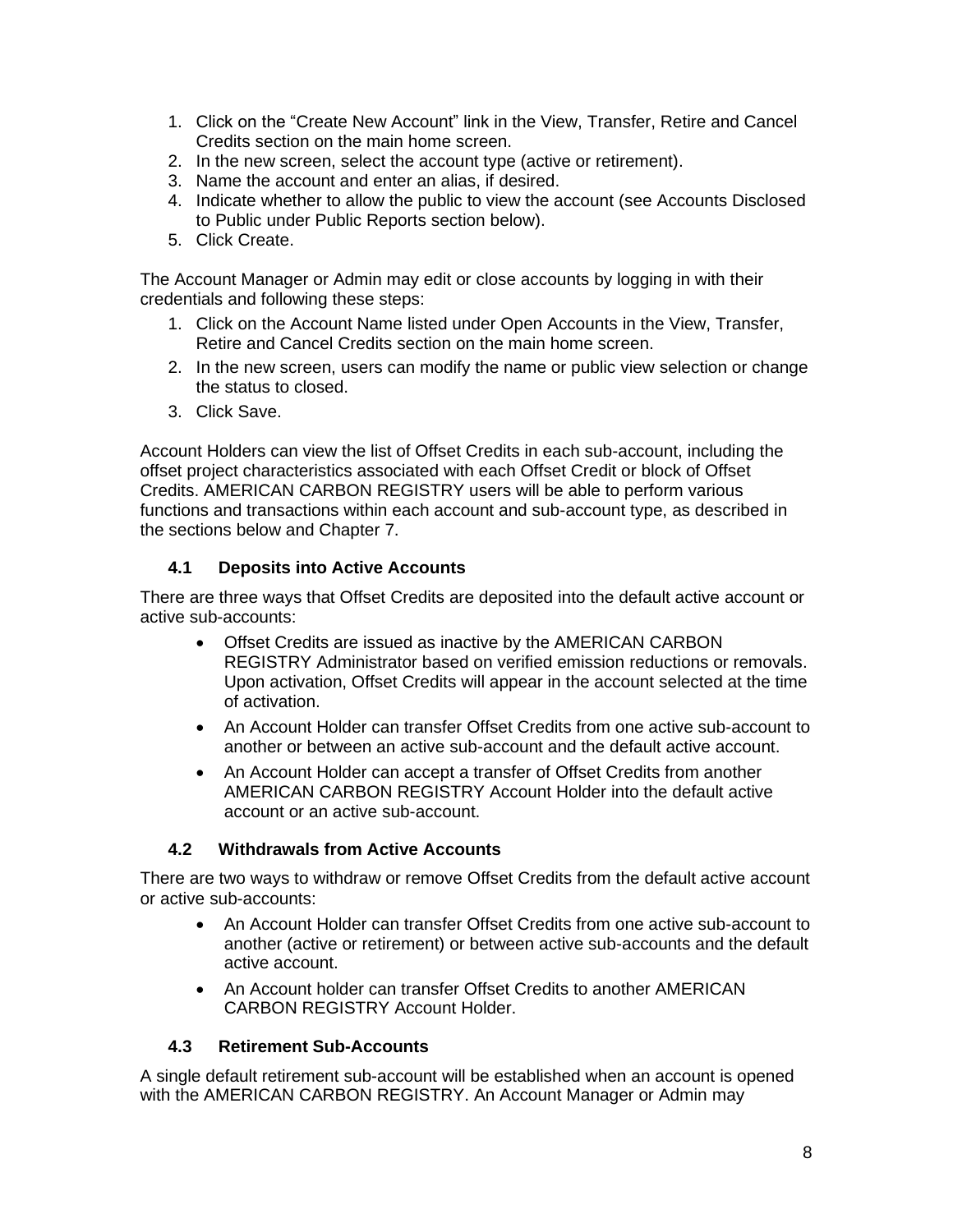1. Click on the “Create New Account” link in the View, Transfer, Retire and Cancel Credits section on the main home screen.
2. In the new screen, select the account type (active or retirement).
3. Name the account and enter an alias, if desired.
4. Indicate whether to allow the public to view the account (see Accounts Disclosed to Public under Public Reports section below).
5. Click Create.

The Account Manager or Admin may edit or close accounts by logging in with their credentials and following these steps:

1. Click on the Account Name listed under Open Accounts in the View, Transfer, Retire and Cancel Credits section on the main home screen.
2. In the new screen, users can modify the name or public view selection or change the status to closed.
3. Click Save.

Account Holders can view the list of Offset Credits in each sub-account, including the offset project characteristics associated with each Offset Credit or block of Offset Credits. AMERICAN CARBON REGISTRY users will be able to perform various functions and transactions within each account and sub-account type, as described in the sections below and Chapter 7.

### 4.1 Deposits into Active Accounts

There are three ways that Offset Credits are deposited into the default active account or active sub-accounts:

- Offset Credits are issued as inactive by the AMERICAN CARBON REGISTRY Administrator based on verified emission reductions or removals. Upon activation, Offset Credits will appear in the account selected at the time of activation.
- An Account Holder can transfer Offset Credits from one active sub-account to another or between an active sub-account and the default active account.
- An Account Holder can accept a transfer of Offset Credits from another AMERICAN CARBON REGISTRY Account Holder into the default active account or an active sub-account.

### 4.2 Withdrawals from Active Accounts

There are two ways to withdraw or remove Offset Credits from the default active account or active sub-accounts:

- An Account Holder can transfer Offset Credits from one active sub-account to another (active or retirement) or between active sub-accounts and the default active account.
- An Account holder can transfer Offset Credits to another AMERICAN CARBON REGISTRY Account Holder.

### 4.3 Retirement Sub-Accounts

A single default retirement sub-account will be established when an account is opened with the AMERICAN CARBON REGISTRY. An Account Manager or Admin may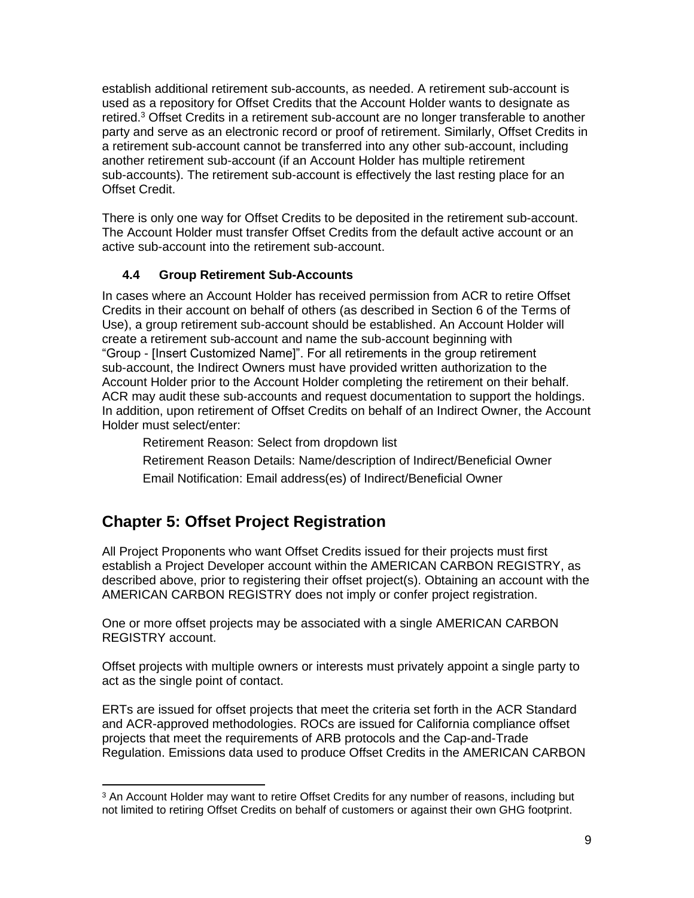establish additional retirement sub-accounts, as needed. A retirement sub-account is used as a repository for Offset Credits that the Account Holder wants to designate as retired.[3] Offset Credits in a retirement sub-account are no longer transferable to another party and serve as an electronic record or proof of retirement. Similarly, Offset Credits in a retirement sub-account cannot be transferred into any other sub-account, including another retirement sub-account (if an Account Holder has multiple retirement sub-accounts). The retirement sub-account is effectively the last resting place for an Offset Credit.

There is only one way for Offset Credits to be deposited in the retirement sub-account. The Account Holder must transfer Offset Credits from the default active account or an active sub-account into the retirement sub-account.

### 4.4 Group Retirement Sub-Accounts

In cases where an Account Holder has received permission from ACR to retire Offset Credits in their account on behalf of others (as described in Section 6 of the Terms of Use), a group retirement sub-account should be established. An Account Holder will create a retirement sub-account and name the sub-account beginning with "Group - [Insert Customized Name]". For all retirements in the group retirement sub-account, the Indirect Owners must have provided written authorization to the Account Holder prior to the Account Holder completing the retirement on their behalf. ACR may audit these sub-accounts and request documentation to support the holdings. In addition, upon retirement of Offset Credits on behalf of an Indirect Owner, the Account Holder must select/enter:

Retirement Reason: Select from dropdown list

Retirement Reason Details: Name/description of Indirect/Beneficial Owner

Email Notification: Email address(es) of Indirect/Beneficial Owner

## Chapter 5: Offset Project Registration

All Project Proponents who want Offset Credits issued for their projects must first establish a Project Developer account within the AMERICAN CARBON REGISTRY, as described above, prior to registering their offset project(s). Obtaining an account with the AMERICAN CARBON REGISTRY does not imply or confer project registration.

One or more offset projects may be associated with a single AMERICAN CARBON REGISTRY account.

Offset projects with multiple owners or interests must privately appoint a single party to act as the single point of contact.

ERTs are issued for offset projects that meet the criteria set forth in the ACR Standard and ACR-approved methodologies. ROCs are issued for California compliance offset projects that meet the requirements of ARB protocols and the Cap-and-Trade Regulation. Emissions data used to produce Offset Credits in the AMERICAN CARBON

[3] An Account Holder may want to retire Offset Credits for any number of reasons, including but not limited to retiring Offset Credits on behalf of customers or against their own GHG footprint.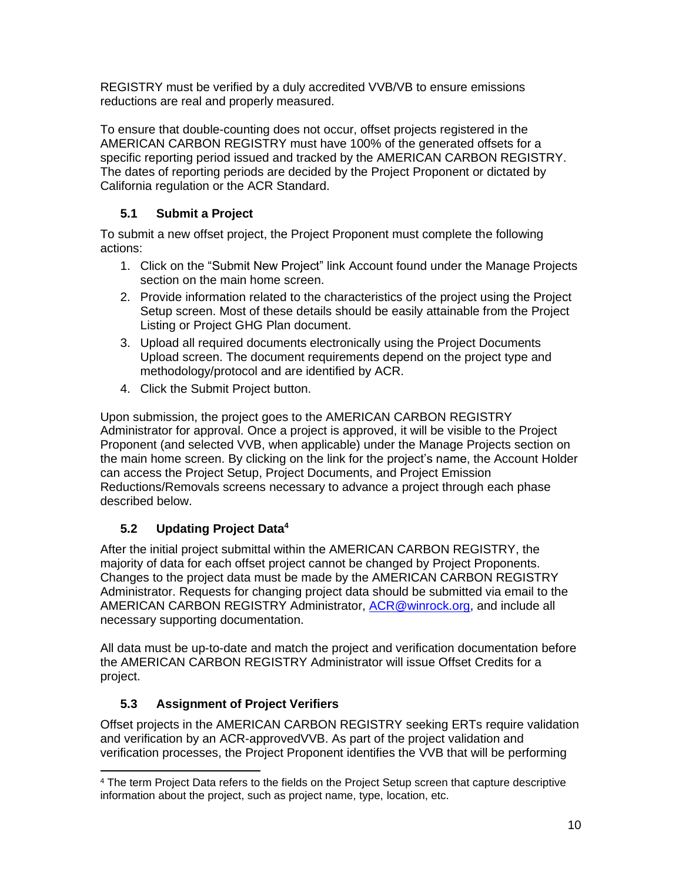REGISTRY must be verified by a duly accredited VVB/VB to ensure emissions reductions are real and properly measured.

To ensure that double-counting does not occur, offset projects registered in the AMERICAN CARBON REGISTRY must have 100% of the generated offsets for a specific reporting period issued and tracked by the AMERICAN CARBON REGISTRY. The dates of reporting periods are decided by the Project Proponent or dictated by California regulation or the ACR Standard.

### 5.1 Submit a Project

To submit a new offset project, the Project Proponent must complete the following actions:

1. Click on the "Submit New Project" link Account found under the Manage Projects section on the main home screen.
2. Provide information related to the characteristics of the project using the Project Setup screen. Most of these details should be easily attainable from the Project Listing or Project GHG Plan document.
3. Upload all required documents electronically using the Project Documents Upload screen. The document requirements depend on the project type and methodology/protocol and are identified by ACR.
4. Click the Submit Project button.

Upon submission, the project goes to the AMERICAN CARBON REGISTRY Administrator for approval. Once a project is approved, it will be visible to the Project Proponent (and selected VVB, when applicable) under the Manage Projects section on the main home screen. By clicking on the link for the project's name, the Account Holder can access the Project Setup, Project Documents, and Project Emission Reductions/Removals screens necessary to advance a project through each phase described below.

### 5.2 Updating Project Data[4]

After the initial project submittal within the AMERICAN CARBON REGISTRY, the majority of data for each offset project cannot be changed by Project Proponents. Changes to the project data must be made by the AMERICAN CARBON REGISTRY Administrator. Requests for changing project data should be submitted via email to the AMERICAN CARBON REGISTRY Administrator, ACR@winrock.org, and include all necessary supporting documentation.

All data must be up-to-date and match the project and verification documentation before the AMERICAN CARBON REGISTRY Administrator will issue Offset Credits for a project.

### 5.3 Assignment of Project Verifiers

Offset projects in the AMERICAN CARBON REGISTRY seeking ERTs require validation and verification by an ACR-approvedVVB. As part of the project validation and verification processes, the Project Proponent identifies the VVB that will be performing

---

[4] The term Project Data refers to the fields on the Project Setup screen that capture descriptive information about the project, such as project name, type, location, etc.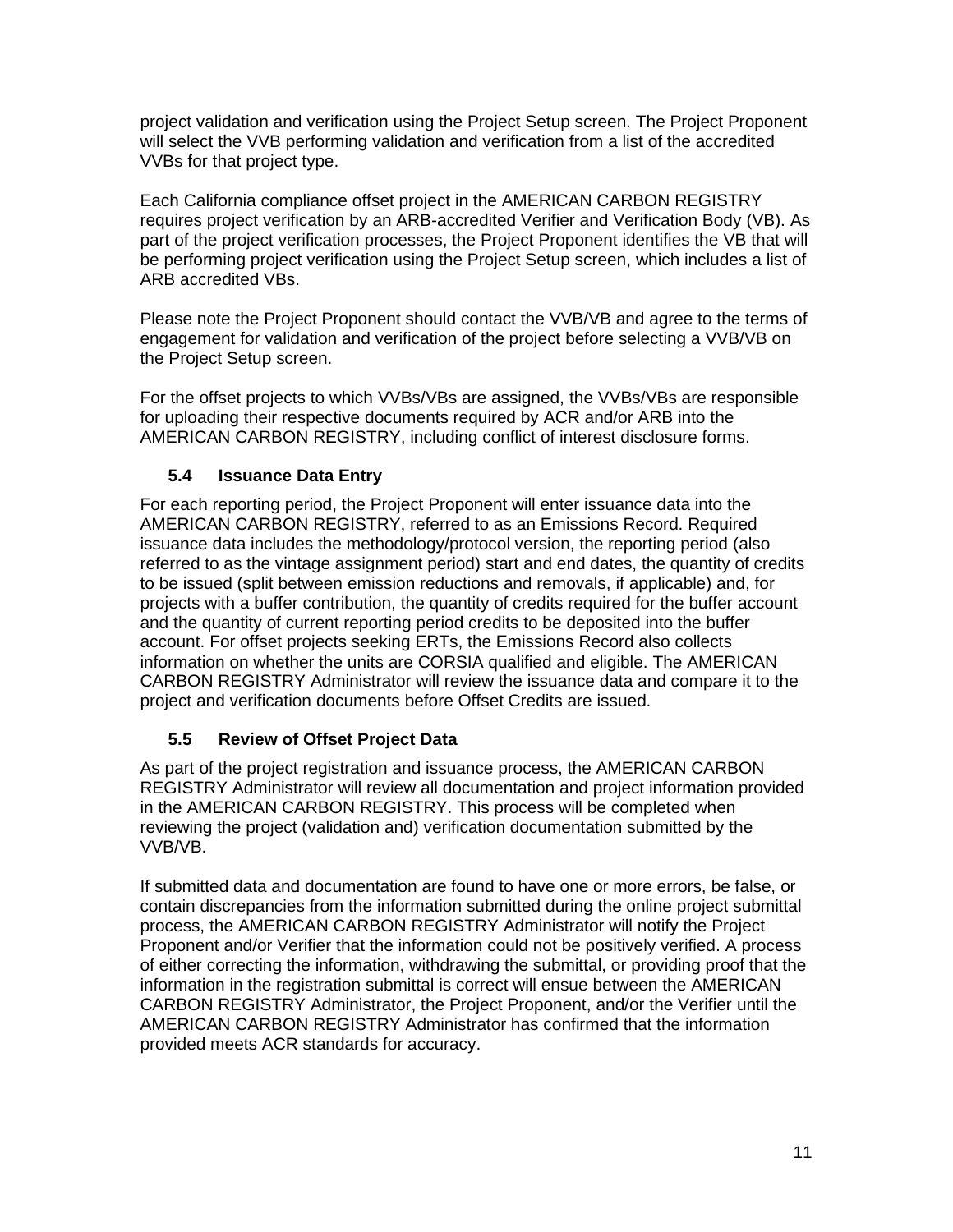project validation and verification using the Project Setup screen. The Project Proponent will select the VVB performing validation and verification from a list of the accredited VVBs for that project type.

Each California compliance offset project in the AMERICAN CARBON REGISTRY requires project verification by an ARB-accredited Verifier and Verification Body (VB). As part of the project verification processes, the Project Proponent identifies the VB that will be performing project verification using the Project Setup screen, which includes a list of ARB accredited VBs.

Please note the Project Proponent should contact the VVB/VB and agree to the terms of engagement for validation and verification of the project before selecting a VVB/VB on the Project Setup screen.

For the offset projects to which VVBs/VBs are assigned, the VVBs/VBs are responsible for uploading their respective documents required by ACR and/or ARB into the AMERICAN CARBON REGISTRY, including conflict of interest disclosure forms.

### 5.4 Issuance Data Entry

For each reporting period, the Project Proponent will enter issuance data into the AMERICAN CARBON REGISTRY, referred to as an Emissions Record. Required issuance data includes the methodology/protocol version, the reporting period (also referred to as the vintage assignment period) start and end dates, the quantity of credits to be issued (split between emission reductions and removals, if applicable) and, for projects with a buffer contribution, the quantity of credits required for the buffer account and the quantity of current reporting period credits to be deposited into the buffer account. For offset projects seeking ERTs, the Emissions Record also collects information on whether the units are CORSIA qualified and eligible. The AMERICAN CARBON REGISTRY Administrator will review the issuance data and compare it to the project and verification documents before Offset Credits are issued.

### 5.5 Review of Offset Project Data

As part of the project registration and issuance process, the AMERICAN CARBON REGISTRY Administrator will review all documentation and project information provided in the AMERICAN CARBON REGISTRY. This process will be completed when reviewing the project (validation and) verification documentation submitted by the VVB/VB.

If submitted data and documentation are found to have one or more errors, be false, or contain discrepancies from the information submitted during the online project submittal process, the AMERICAN CARBON REGISTRY Administrator will notify the Project Proponent and/or Verifier that the information could not be positively verified. A process of either correcting the information, withdrawing the submittal, or providing proof that the information in the registration submittal is correct will ensue between the AMERICAN CARBON REGISTRY Administrator, the Project Proponent, and/or the Verifier until the AMERICAN CARBON REGISTRY Administrator has confirmed that the information provided meets ACR standards for accuracy.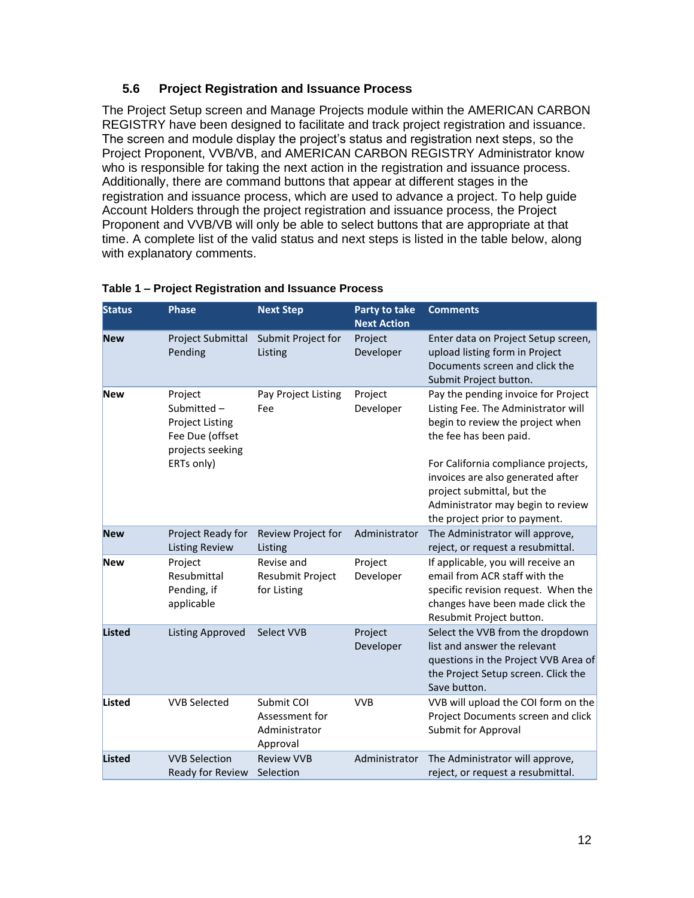### 5.6 Project Registration and Issuance Process

The Project Setup screen and Manage Projects module within the AMERICAN CARBON REGISTRY have been designed to facilitate and track project registration and issuance. The screen and module display the project's status and registration next steps, so the Project Proponent, VVB/VB, and AMERICAN CARBON REGISTRY Administrator know who is responsible for taking the next action in the registration and issuance process. Additionally, there are command buttons that appear at different stages in the registration and issuance process, which are used to advance a project. To help guide Account Holders through the project registration and issuance process, the Project Proponent and VVB/VB will only be able to select buttons that are appropriate at that time. A complete list of the valid status and next steps is listed in the table below, along with explanatory comments.

**Table 1 – Project Registration and Issuance Process**

| Status | Phase | Next Step | Party to take Next Action | Comments |
|---|---|---|---|---|
| **New** | Project Submittal Pending | Submit Project for Listing | Project Developer | Enter data on Project Setup screen, upload listing form in Project Documents screen and click the Submit Project button. |
| **New** | Project Submitted – Project Listing Fee Due (offset projects seeking ERTs only) | Pay Project Listing Fee | Project Developer | Pay the pending invoice for Project Listing Fee. The Administrator will begin to review the project when the fee has been paid.<br><br>For California compliance projects, invoices are also generated after project submittal, but the Administrator may begin to review the project prior to payment. |
| **New** | Project Ready for Listing Review | Review Project for Listing | Administrator | The Administrator will approve, reject, or request a resubmittal. |
| **New** | Project Resubmittal Pending, if applicable | Revise and Resubmit Project for Listing | Project Developer | If applicable, you will receive an email from ACR staff with the specific revision request. When the changes have been made click the Resubmit Project button. |
| **Listed** | Listing Approved | Select VVB | Project Developer | Select the VVB from the dropdown list and answer the relevant questions in the Project VVB Area of the Project Setup screen. Click the Save button. |
| **Listed** | VVB Selected | Submit COI Assessment for Administrator Approval | VVB | VVB will upload the COI form on the Project Documents screen and click Submit for Approval |
| **Listed** | VVB Selection Ready for Review | Review VVB Selection | Administrator | The Administrator will approve, reject, or request a resubmittal. |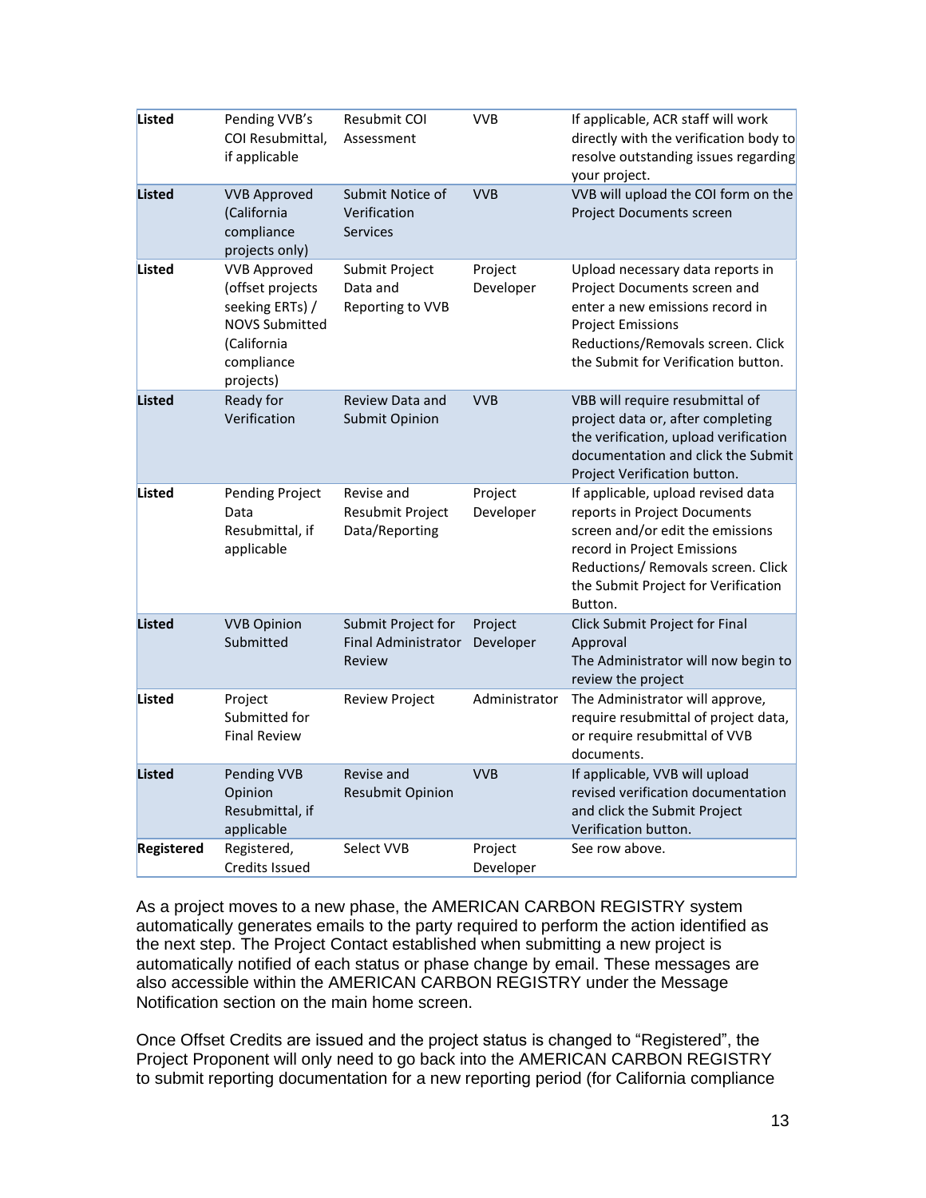| | | | | |
|---|---|---|---|---|
| **Listed** | Pending VVB's COI Resubmittal, if applicable | Resubmit COI Assessment | VVB | If applicable, ACR staff will work directly with the verification body to resolve outstanding issues regarding your project. |
| **Listed** | VVB Approved (California compliance projects only) | Submit Notice of Verification Services | VVB | VVB will upload the COI form on the Project Documents screen |
| **Listed** | VVB Approved (offset projects seeking ERTs) / NOVS Submitted (California compliance projects) | Submit Project Data and Reporting to VVB | Project Developer | Upload necessary data reports in Project Documents screen and enter a new emissions record in Project Emissions Reductions/Removals screen. Click the Submit for Verification button. |
| **Listed** | Ready for Verification | Review Data and Submit Opinion | VVB | VBB will require resubmittal of project data or, after completing the verification, upload verification documentation and click the Submit Project Verification button. |
| **Listed** | Pending Project Data Resubmittal, if applicable | Revise and Resubmit Project Data/Reporting | Project Developer | If applicable, upload revised data reports in Project Documents screen and/or edit the emissions record in Project Emissions Reductions/ Removals screen. Click the Submit Project for Verification Button. |
| **Listed** | VVB Opinion Submitted | Submit Project for Final Administrator Review | Project Developer | Click Submit Project for Final Approval The Administrator will now begin to review the project |
| **Listed** | Project Submitted for Final Review | Review Project | Administrator | The Administrator will approve, require resubmittal of project data, or require resubmittal of VVB documents. |
| **Listed** | Pending VVB Opinion Resubmittal, if applicable | Revise and Resubmit Opinion | VVB | If applicable, VVB will upload revised verification documentation and click the Submit Project Verification button. |
| **Registered** | Registered, Credits Issued | Select VVB | Project Developer | See row above. |

As a project moves to a new phase, the AMERICAN CARBON REGISTRY system automatically generates emails to the party required to perform the action identified as the next step. The Project Contact established when submitting a new project is automatically notified of each status or phase change by email. These messages are also accessible within the AMERICAN CARBON REGISTRY under the Message Notification section on the main home screen.

Once Offset Credits are issued and the project status is changed to "Registered", the Project Proponent will only need to go back into the AMERICAN CARBON REGISTRY to submit reporting documentation for a new reporting period (for California compliance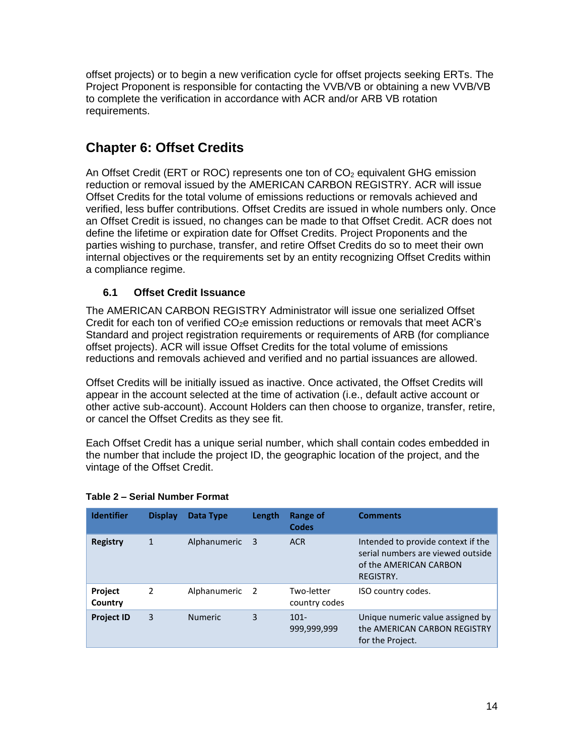offset projects) or to begin a new verification cycle for offset projects seeking ERTs. The Project Proponent is responsible for contacting the VVB/VB or obtaining a new VVB/VB to complete the verification in accordance with ACR and/or ARB VB rotation requirements.

## Chapter 6: Offset Credits

An Offset Credit (ERT or ROC) represents one ton of $CO_2$ equivalent GHG emission reduction or removal issued by the AMERICAN CARBON REGISTRY. ACR will issue Offset Credits for the total volume of emissions reductions or removals achieved and verified, less buffer contributions. Offset Credits are issued in whole numbers only. Once an Offset Credit is issued, no changes can be made to that Offset Credit. ACR does not define the lifetime or expiration date for Offset Credits. Project Proponents and the parties wishing to purchase, transfer, and retire Offset Credits do so to meet their own internal objectives or the requirements set by an entity recognizing Offset Credits within a compliance regime.

### 6.1 Offset Credit Issuance

The AMERICAN CARBON REGISTRY Administrator will issue one serialized Offset Credit for each ton of verified $CO_2e$ emission reductions or removals that meet ACR's Standard and project registration requirements or requirements of ARB (for compliance offset projects). ACR will issue Offset Credits for the total volume of emissions reductions and removals achieved and verified and no partial issuances are allowed.

Offset Credits will be initially issued as inactive. Once activated, the Offset Credits will appear in the account selected at the time of activation (i.e., default active account or other active sub-account). Account Holders can then choose to organize, transfer, retire, or cancel the Offset Credits as they see fit.

Each Offset Credit has a unique serial number, which shall contain codes embedded in the number that include the project ID, the geographic location of the project, and the vintage of the Offset Credit.

**Table 2 – Serial Number Format**

| Identifier | Display | Data Type | Length | Range of Codes | Comments |
|---|---|---|---|---|---|
| **Registry** | 1 | Alphanumeric | 3 | ACR | Intended to provide context if the serial numbers are viewed outside of the AMERICAN CARBON REGISTRY. |
| **Project Country** | 2 | Alphanumeric | 2 | Two-letter country codes | ISO country codes. |
| **Project ID** | 3 | Numeric | 3 | 101-999,999,999 | Unique numeric value assigned by the AMERICAN CARBON REGISTRY for the Project. |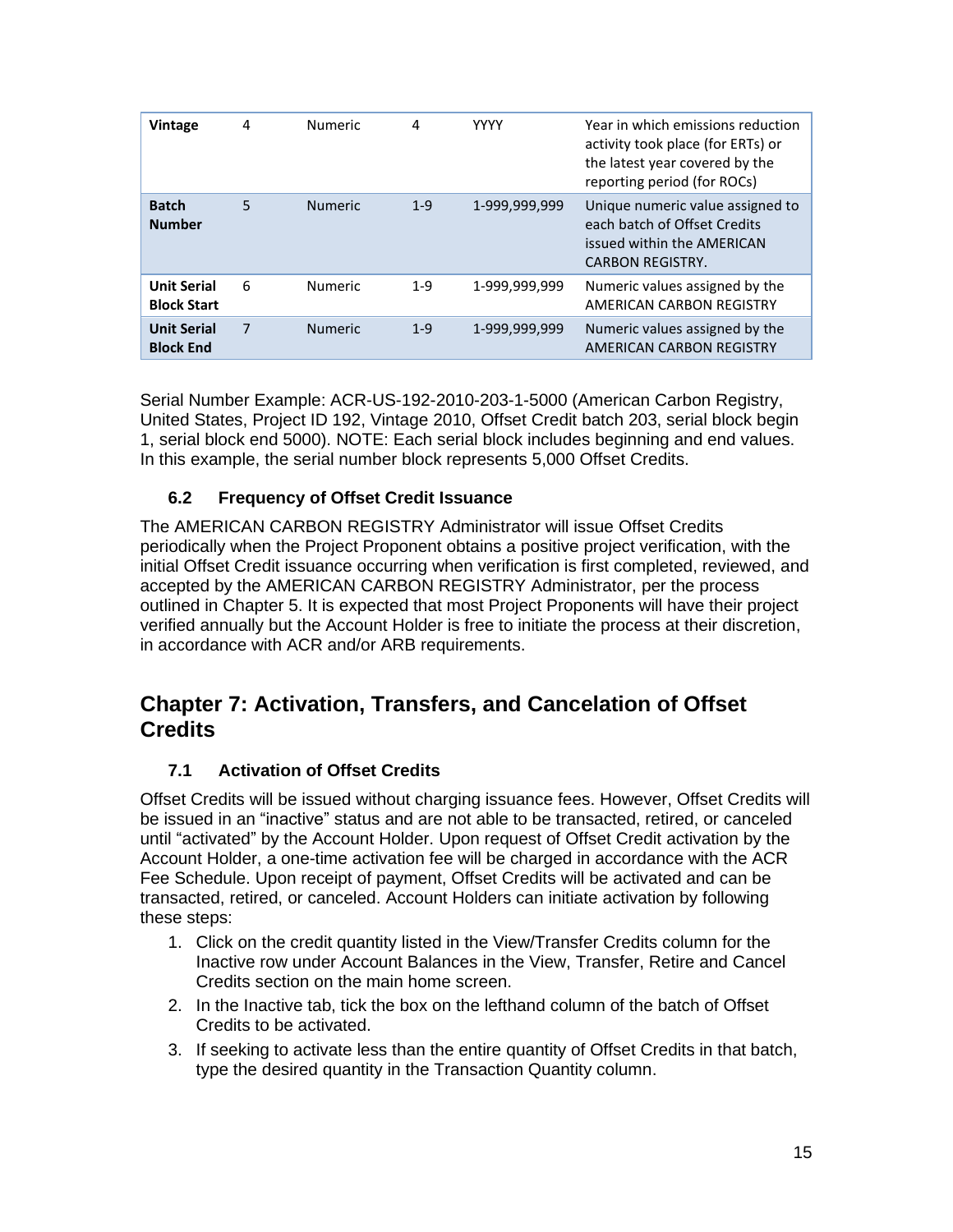| | | | | | |
|---|---|---|---|---|---|
| **Vintage** | 4 | Numeric | 4 | YYYY | Year in which emissions reduction activity took place (for ERTs) or the latest year covered by the reporting period (for ROCs) |
| **Batch Number** | 5 | Numeric | 1-9 | 1-999,999,999 | Unique numeric value assigned to each batch of Offset Credits issued within the AMERICAN CARBON REGISTRY. |
| **Unit Serial Block Start** | 6 | Numeric | 1-9 | 1-999,999,999 | Numeric values assigned by the AMERICAN CARBON REGISTRY |
| **Unit Serial Block End** | 7 | Numeric | 1-9 | 1-999,999,999 | Numeric values assigned by the AMERICAN CARBON REGISTRY |

Serial Number Example: ACR-US-192-2010-203-1-5000 (American Carbon Registry, United States, Project ID 192, Vintage 2010, Offset Credit batch 203, serial block begin 1, serial block end 5000). NOTE: Each serial block includes beginning and end values. In this example, the serial number block represents 5,000 Offset Credits.

### 6.2 Frequency of Offset Credit Issuance

The AMERICAN CARBON REGISTRY Administrator will issue Offset Credits periodically when the Project Proponent obtains a positive project verification, with the initial Offset Credit issuance occurring when verification is first completed, reviewed, and accepted by the AMERICAN CARBON REGISTRY Administrator, per the process outlined in Chapter 5. It is expected that most Project Proponents will have their project verified annually but the Account Holder is free to initiate the process at their discretion, in accordance with ACR and/or ARB requirements.

## Chapter 7: Activation, Transfers, and Cancelation of Offset Credits

### 7.1 Activation of Offset Credits

Offset Credits will be issued without charging issuance fees. However, Offset Credits will be issued in an "inactive" status and are not able to be transacted, retired, or canceled until "activated" by the Account Holder. Upon request of Offset Credit activation by the Account Holder, a one-time activation fee will be charged in accordance with the ACR Fee Schedule. Upon receipt of payment, Offset Credits will be activated and can be transacted, retired, or canceled. Account Holders can initiate activation by following these steps:

1. Click on the credit quantity listed in the View/Transfer Credits column for the Inactive row under Account Balances in the View, Transfer, Retire and Cancel Credits section on the main home screen.
2. In the Inactive tab, tick the box on the lefthand column of the batch of Offset Credits to be activated.
3. If seeking to activate less than the entire quantity of Offset Credits in that batch, type the desired quantity in the Transaction Quantity column.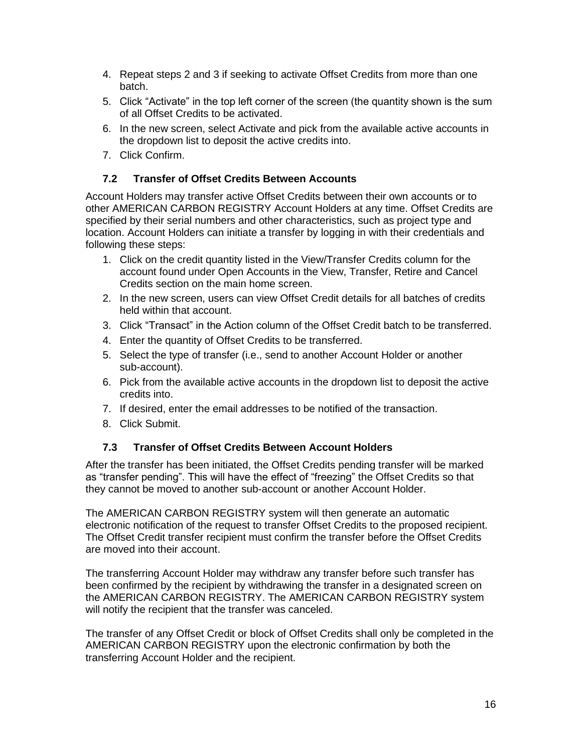4. Repeat steps 2 and 3 if seeking to activate Offset Credits from more than one batch.
5. Click “Activate” in the top left corner of the screen (the quantity shown is the sum of all Offset Credits to be activated.
6. In the new screen, select Activate and pick from the available active accounts in the dropdown list to deposit the active credits into.
7. Click Confirm.

### 7.2 Transfer of Offset Credits Between Accounts

Account Holders may transfer active Offset Credits between their own accounts or to other AMERICAN CARBON REGISTRY Account Holders at any time. Offset Credits are specified by their serial numbers and other characteristics, such as project type and location. Account Holders can initiate a transfer by logging in with their credentials and following these steps:

1. Click on the credit quantity listed in the View/Transfer Credits column for the account found under Open Accounts in the View, Transfer, Retire and Cancel Credits section on the main home screen.
2. In the new screen, users can view Offset Credit details for all batches of credits held within that account.
3. Click “Transact” in the Action column of the Offset Credit batch to be transferred.
4. Enter the quantity of Offset Credits to be transferred.
5. Select the type of transfer (i.e., send to another Account Holder or another sub-account).
6. Pick from the available active accounts in the dropdown list to deposit the active credits into.
7. If desired, enter the email addresses to be notified of the transaction.
8. Click Submit.

### 7.3 Transfer of Offset Credits Between Account Holders

After the transfer has been initiated, the Offset Credits pending transfer will be marked as “transfer pending”. This will have the effect of “freezing” the Offset Credits so that they cannot be moved to another sub-account or another Account Holder.

The AMERICAN CARBON REGISTRY system will then generate an automatic electronic notification of the request to transfer Offset Credits to the proposed recipient. The Offset Credit transfer recipient must confirm the transfer before the Offset Credits are moved into their account.

The transferring Account Holder may withdraw any transfer before such transfer has been confirmed by the recipient by withdrawing the transfer in a designated screen on the AMERICAN CARBON REGISTRY. The AMERICAN CARBON REGISTRY system will notify the recipient that the transfer was canceled.

The transfer of any Offset Credit or block of Offset Credits shall only be completed in the AMERICAN CARBON REGISTRY upon the electronic confirmation by both the transferring Account Holder and the recipient.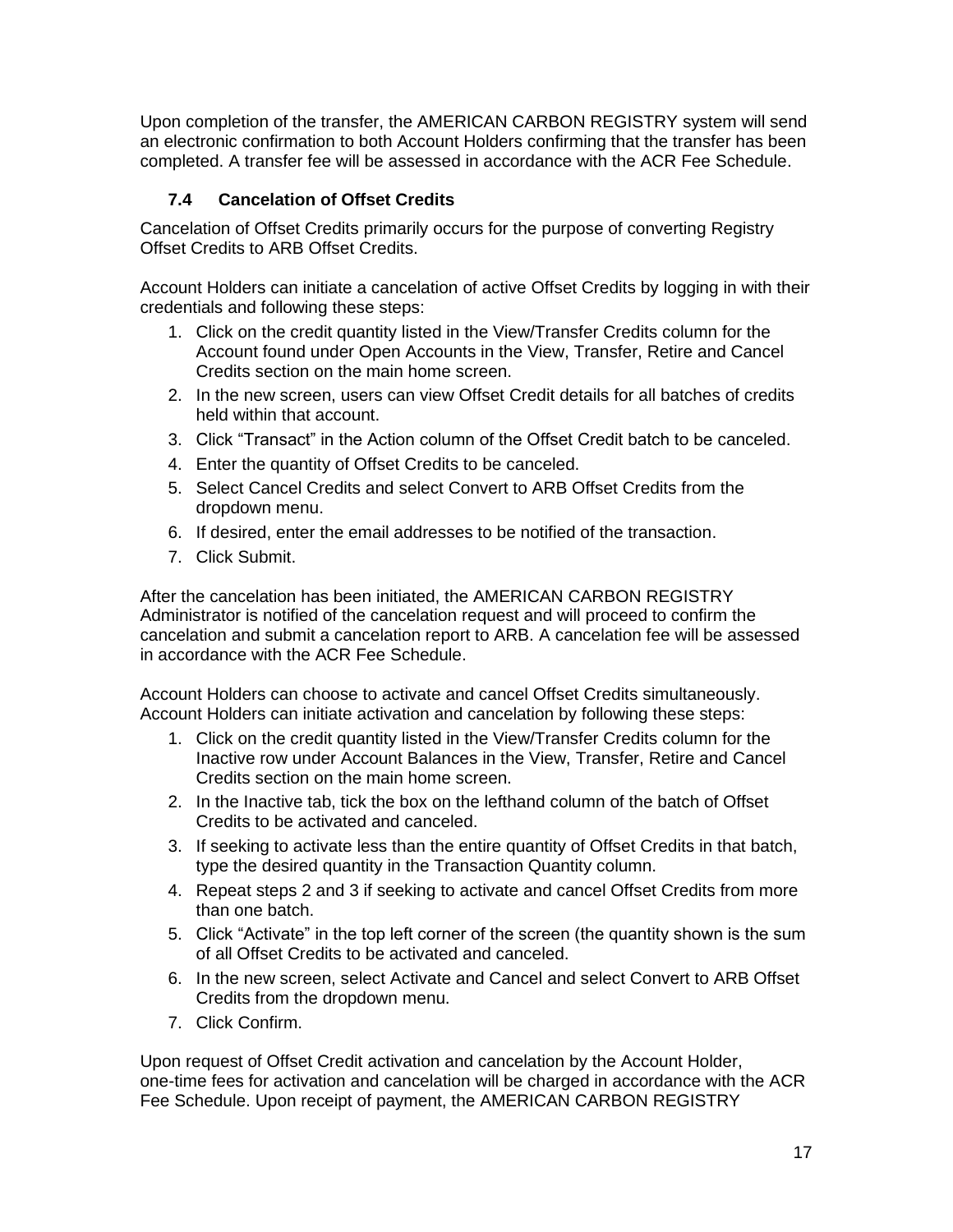Upon completion of the transfer, the AMERICAN CARBON REGISTRY system will send an electronic confirmation to both Account Holders confirming that the transfer has been completed. A transfer fee will be assessed in accordance with the ACR Fee Schedule.

### 7.4 Cancelation of Offset Credits

Cancelation of Offset Credits primarily occurs for the purpose of converting Registry Offset Credits to ARB Offset Credits.

Account Holders can initiate a cancelation of active Offset Credits by logging in with their credentials and following these steps:

1. Click on the credit quantity listed in the View/Transfer Credits column for the Account found under Open Accounts in the View, Transfer, Retire and Cancel Credits section on the main home screen.
2. In the new screen, users can view Offset Credit details for all batches of credits held within that account.
3. Click "Transact" in the Action column of the Offset Credit batch to be canceled.
4. Enter the quantity of Offset Credits to be canceled.
5. Select Cancel Credits and select Convert to ARB Offset Credits from the dropdown menu.
6. If desired, enter the email addresses to be notified of the transaction.
7. Click Submit.

After the cancelation has been initiated, the AMERICAN CARBON REGISTRY Administrator is notified of the cancelation request and will proceed to confirm the cancelation and submit a cancelation report to ARB. A cancelation fee will be assessed in accordance with the ACR Fee Schedule.

Account Holders can choose to activate and cancel Offset Credits simultaneously. Account Holders can initiate activation and cancelation by following these steps:

1. Click on the credit quantity listed in the View/Transfer Credits column for the Inactive row under Account Balances in the View, Transfer, Retire and Cancel Credits section on the main home screen.
2. In the Inactive tab, tick the box on the lefthand column of the batch of Offset Credits to be activated and canceled.
3. If seeking to activate less than the entire quantity of Offset Credits in that batch, type the desired quantity in the Transaction Quantity column.
4. Repeat steps 2 and 3 if seeking to activate and cancel Offset Credits from more than one batch.
5. Click "Activate" in the top left corner of the screen (the quantity shown is the sum of all Offset Credits to be activated and canceled.
6. In the new screen, select Activate and Cancel and select Convert to ARB Offset Credits from the dropdown menu.
7. Click Confirm.

Upon request of Offset Credit activation and cancelation by the Account Holder, one-time fees for activation and cancelation will be charged in accordance with the ACR Fee Schedule. Upon receipt of payment, the AMERICAN CARBON REGISTRY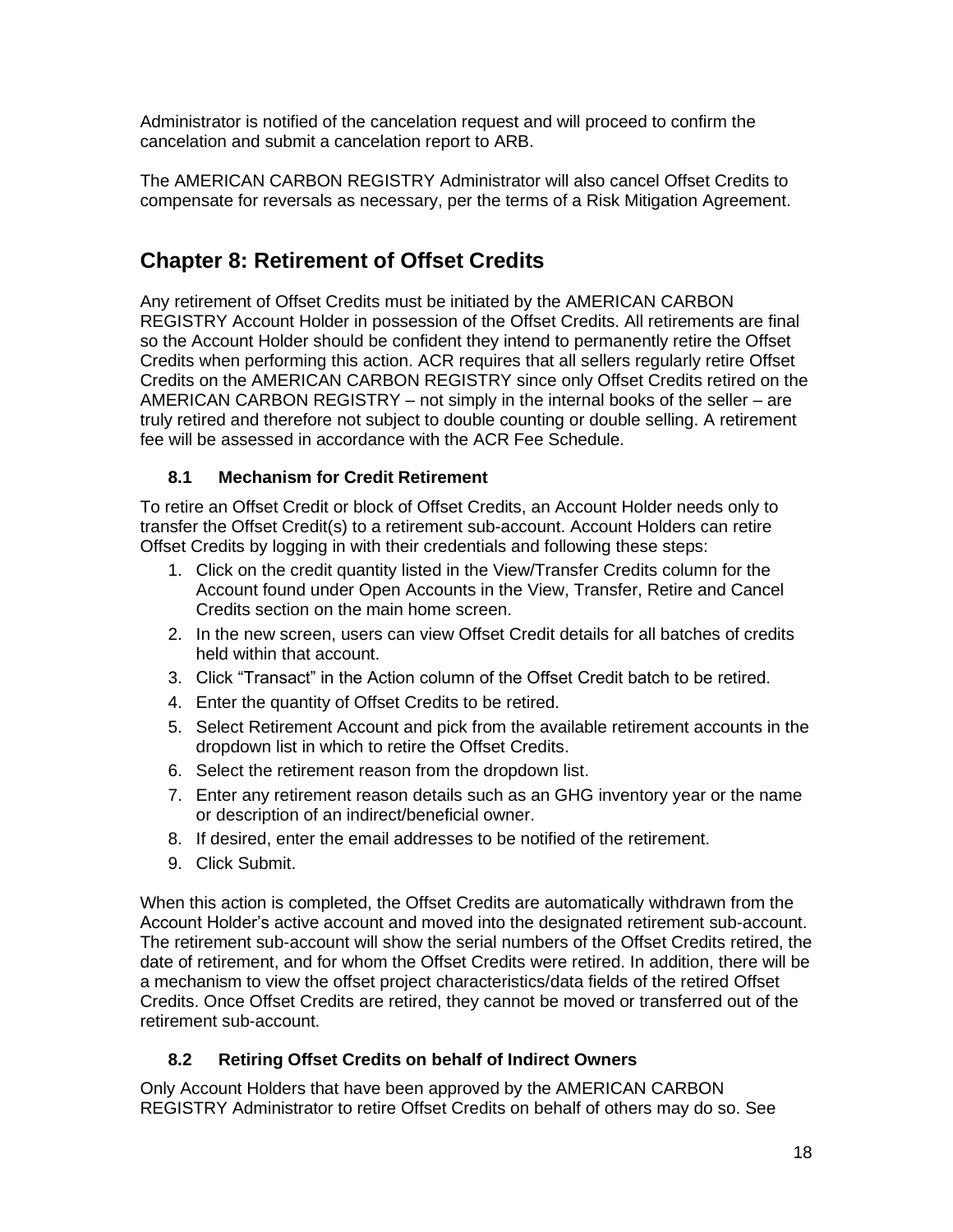Administrator is notified of the cancelation request and will proceed to confirm the cancelation and submit a cancelation report to ARB.

The AMERICAN CARBON REGISTRY Administrator will also cancel Offset Credits to compensate for reversals as necessary, per the terms of a Risk Mitigation Agreement.

## Chapter 8: Retirement of Offset Credits

Any retirement of Offset Credits must be initiated by the AMERICAN CARBON REGISTRY Account Holder in possession of the Offset Credits. All retirements are final so the Account Holder should be confident they intend to permanently retire the Offset Credits when performing this action. ACR requires that all sellers regularly retire Offset Credits on the AMERICAN CARBON REGISTRY since only Offset Credits retired on the AMERICAN CARBON REGISTRY – not simply in the internal books of the seller – are truly retired and therefore not subject to double counting or double selling. A retirement fee will be assessed in accordance with the ACR Fee Schedule.

### 8.1 Mechanism for Credit Retirement

To retire an Offset Credit or block of Offset Credits, an Account Holder needs only to transfer the Offset Credit(s) to a retirement sub-account. Account Holders can retire Offset Credits by logging in with their credentials and following these steps:

1. Click on the credit quantity listed in the View/Transfer Credits column for the Account found under Open Accounts in the View, Transfer, Retire and Cancel Credits section on the main home screen.
2. In the new screen, users can view Offset Credit details for all batches of credits held within that account.
3. Click "Transact" in the Action column of the Offset Credit batch to be retired.
4. Enter the quantity of Offset Credits to be retired.
5. Select Retirement Account and pick from the available retirement accounts in the dropdown list in which to retire the Offset Credits.
6. Select the retirement reason from the dropdown list.
7. Enter any retirement reason details such as an GHG inventory year or the name or description of an indirect/beneficial owner.
8. If desired, enter the email addresses to be notified of the retirement.
9. Click Submit.

When this action is completed, the Offset Credits are automatically withdrawn from the Account Holder's active account and moved into the designated retirement sub-account. The retirement sub-account will show the serial numbers of the Offset Credits retired, the date of retirement, and for whom the Offset Credits were retired. In addition, there will be a mechanism to view the offset project characteristics/data fields of the retired Offset Credits. Once Offset Credits are retired, they cannot be moved or transferred out of the retirement sub-account.

### 8.2 Retiring Offset Credits on behalf of Indirect Owners

Only Account Holders that have been approved by the AMERICAN CARBON REGISTRY Administrator to retire Offset Credits on behalf of others may do so. See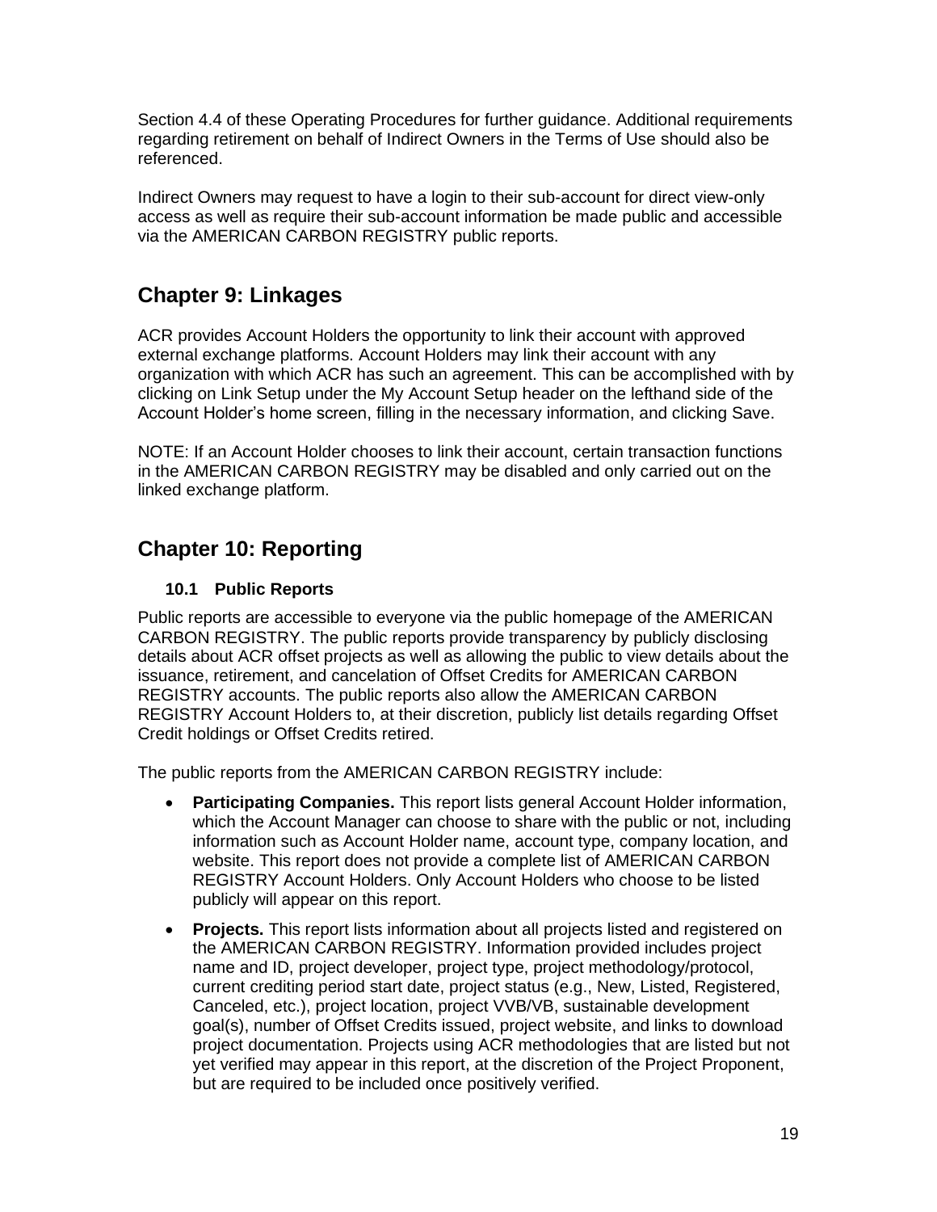Section 4.4 of these Operating Procedures for further guidance. Additional requirements regarding retirement on behalf of Indirect Owners in the Terms of Use should also be referenced.

Indirect Owners may request to have a login to their sub-account for direct view-only access as well as require their sub-account information be made public and accessible via the AMERICAN CARBON REGISTRY public reports.

## Chapter 9: Linkages

ACR provides Account Holders the opportunity to link their account with approved external exchange platforms. Account Holders may link their account with any organization with which ACR has such an agreement. This can be accomplished with by clicking on Link Setup under the My Account Setup header on the lefthand side of the Account Holder's home screen, filling in the necessary information, and clicking Save.

NOTE: If an Account Holder chooses to link their account, certain transaction functions in the AMERICAN CARBON REGISTRY may be disabled and only carried out on the linked exchange platform.

## Chapter 10: Reporting

### 10.1 Public Reports

Public reports are accessible to everyone via the public homepage of the AMERICAN CARBON REGISTRY. The public reports provide transparency by publicly disclosing details about ACR offset projects as well as allowing the public to view details about the issuance, retirement, and cancelation of Offset Credits for AMERICAN CARBON REGISTRY accounts. The public reports also allow the AMERICAN CARBON REGISTRY Account Holders to, at their discretion, publicly list details regarding Offset Credit holdings or Offset Credits retired.

The public reports from the AMERICAN CARBON REGISTRY include:

- **Participating Companies.** This report lists general Account Holder information, which the Account Manager can choose to share with the public or not, including information such as Account Holder name, account type, company location, and website. This report does not provide a complete list of AMERICAN CARBON REGISTRY Account Holders. Only Account Holders who choose to be listed publicly will appear on this report.
- **Projects.** This report lists information about all projects listed and registered on the AMERICAN CARBON REGISTRY. Information provided includes project name and ID, project developer, project type, project methodology/protocol, current crediting period start date, project status (e.g., New, Listed, Registered, Canceled, etc.), project location, project VVB/VB, sustainable development goal(s), number of Offset Credits issued, project website, and links to download project documentation. Projects using ACR methodologies that are listed but not yet verified may appear in this report, at the discretion of the Project Proponent, but are required to be included once positively verified.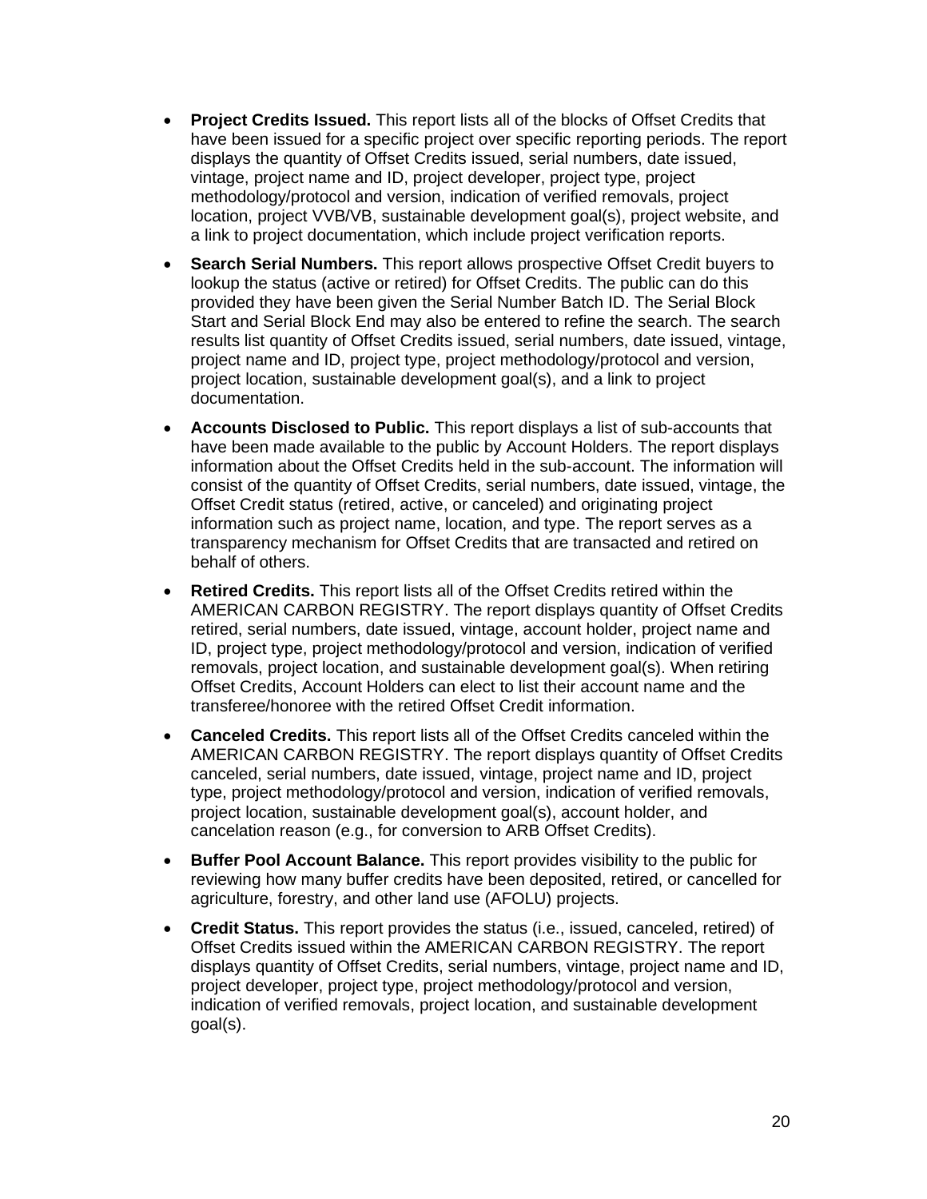- **Project Credits Issued.** This report lists all of the blocks of Offset Credits that have been issued for a specific project over specific reporting periods. The report displays the quantity of Offset Credits issued, serial numbers, date issued, vintage, project name and ID, project developer, project type, project methodology/protocol and version, indication of verified removals, project location, project VVB/VB, sustainable development goal(s), project website, and a link to project documentation, which include project verification reports.
- **Search Serial Numbers.** This report allows prospective Offset Credit buyers to lookup the status (active or retired) for Offset Credits. The public can do this provided they have been given the Serial Number Batch ID. The Serial Block Start and Serial Block End may also be entered to refine the search. The search results list quantity of Offset Credits issued, serial numbers, date issued, vintage, project name and ID, project type, project methodology/protocol and version, project location, sustainable development goal(s), and a link to project documentation.
- **Accounts Disclosed to Public.** This report displays a list of sub-accounts that have been made available to the public by Account Holders. The report displays information about the Offset Credits held in the sub-account. The information will consist of the quantity of Offset Credits, serial numbers, date issued, vintage, the Offset Credit status (retired, active, or canceled) and originating project information such as project name, location, and type. The report serves as a transparency mechanism for Offset Credits that are transacted and retired on behalf of others.
- **Retired Credits.** This report lists all of the Offset Credits retired within the AMERICAN CARBON REGISTRY. The report displays quantity of Offset Credits retired, serial numbers, date issued, vintage, account holder, project name and ID, project type, project methodology/protocol and version, indication of verified removals, project location, and sustainable development goal(s). When retiring Offset Credits, Account Holders can elect to list their account name and the transferee/honoree with the retired Offset Credit information.
- **Canceled Credits.** This report lists all of the Offset Credits canceled within the AMERICAN CARBON REGISTRY. The report displays quantity of Offset Credits canceled, serial numbers, date issued, vintage, project name and ID, project type, project methodology/protocol and version, indication of verified removals, project location, sustainable development goal(s), account holder, and cancelation reason (e.g., for conversion to ARB Offset Credits).
- **Buffer Pool Account Balance.** This report provides visibility to the public for reviewing how many buffer credits have been deposited, retired, or cancelled for agriculture, forestry, and other land use (AFOLU) projects.
- **Credit Status.** This report provides the status (i.e., issued, canceled, retired) of Offset Credits issued within the AMERICAN CARBON REGISTRY. The report displays quantity of Offset Credits, serial numbers, vintage, project name and ID, project developer, project type, project methodology/protocol and version, indication of verified removals, project location, and sustainable development goal(s).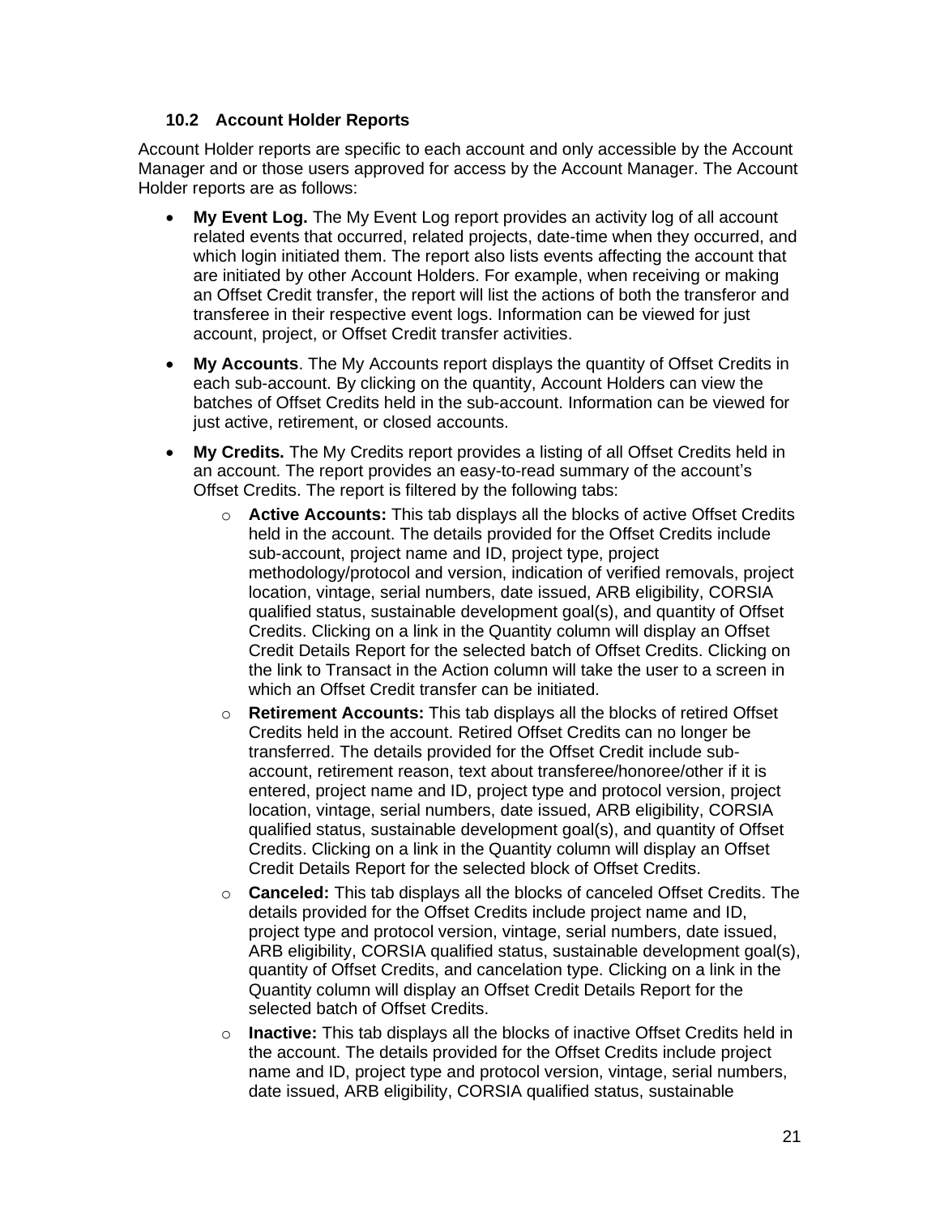### 10.2 Account Holder Reports

Account Holder reports are specific to each account and only accessible by the Account Manager and or those users approved for access by the Account Manager. The Account Holder reports are as follows:

- **My Event Log.** The My Event Log report provides an activity log of all account related events that occurred, related projects, date-time when they occurred, and which login initiated them. The report also lists events affecting the account that are initiated by other Account Holders. For example, when receiving or making an Offset Credit transfer, the report will list the actions of both the transferor and transferee in their respective event logs. Information can be viewed for just account, project, or Offset Credit transfer activities.
- **My Accounts**. The My Accounts report displays the quantity of Offset Credits in each sub-account. By clicking on the quantity, Account Holders can view the batches of Offset Credits held in the sub-account. Information can be viewed for just active, retirement, or closed accounts.
- **My Credits.** The My Credits report provides a listing of all Offset Credits held in an account. The report provides an easy-to-read summary of the account's Offset Credits. The report is filtered by the following tabs:
  - **Active Accounts:** This tab displays all the blocks of active Offset Credits held in the account. The details provided for the Offset Credits include sub-account, project name and ID, project type, project methodology/protocol and version, indication of verified removals, project location, vintage, serial numbers, date issued, ARB eligibility, CORSIA qualified status, sustainable development goal(s), and quantity of Offset Credits. Clicking on a link in the Quantity column will display an Offset Credit Details Report for the selected batch of Offset Credits. Clicking on the link to Transact in the Action column will take the user to a screen in which an Offset Credit transfer can be initiated.
  - **Retirement Accounts:** This tab displays all the blocks of retired Offset Credits held in the account. Retired Offset Credits can no longer be transferred. The details provided for the Offset Credit include sub-account, retirement reason, text about transferee/honoree/other if it is entered, project name and ID, project type and protocol version, project location, vintage, serial numbers, date issued, ARB eligibility, CORSIA qualified status, sustainable development goal(s), and quantity of Offset Credits. Clicking on a link in the Quantity column will display an Offset Credit Details Report for the selected block of Offset Credits.
  - **Canceled:** This tab displays all the blocks of canceled Offset Credits. The details provided for the Offset Credits include project name and ID, project type and protocol version, vintage, serial numbers, date issued, ARB eligibility, CORSIA qualified status, sustainable development goal(s), quantity of Offset Credits, and cancelation type. Clicking on a link in the Quantity column will display an Offset Credit Details Report for the selected batch of Offset Credits.
  - **Inactive:** This tab displays all the blocks of inactive Offset Credits held in the account. The details provided for the Offset Credits include project name and ID, project type and protocol version, vintage, serial numbers, date issued, ARB eligibility, CORSIA qualified status, sustainable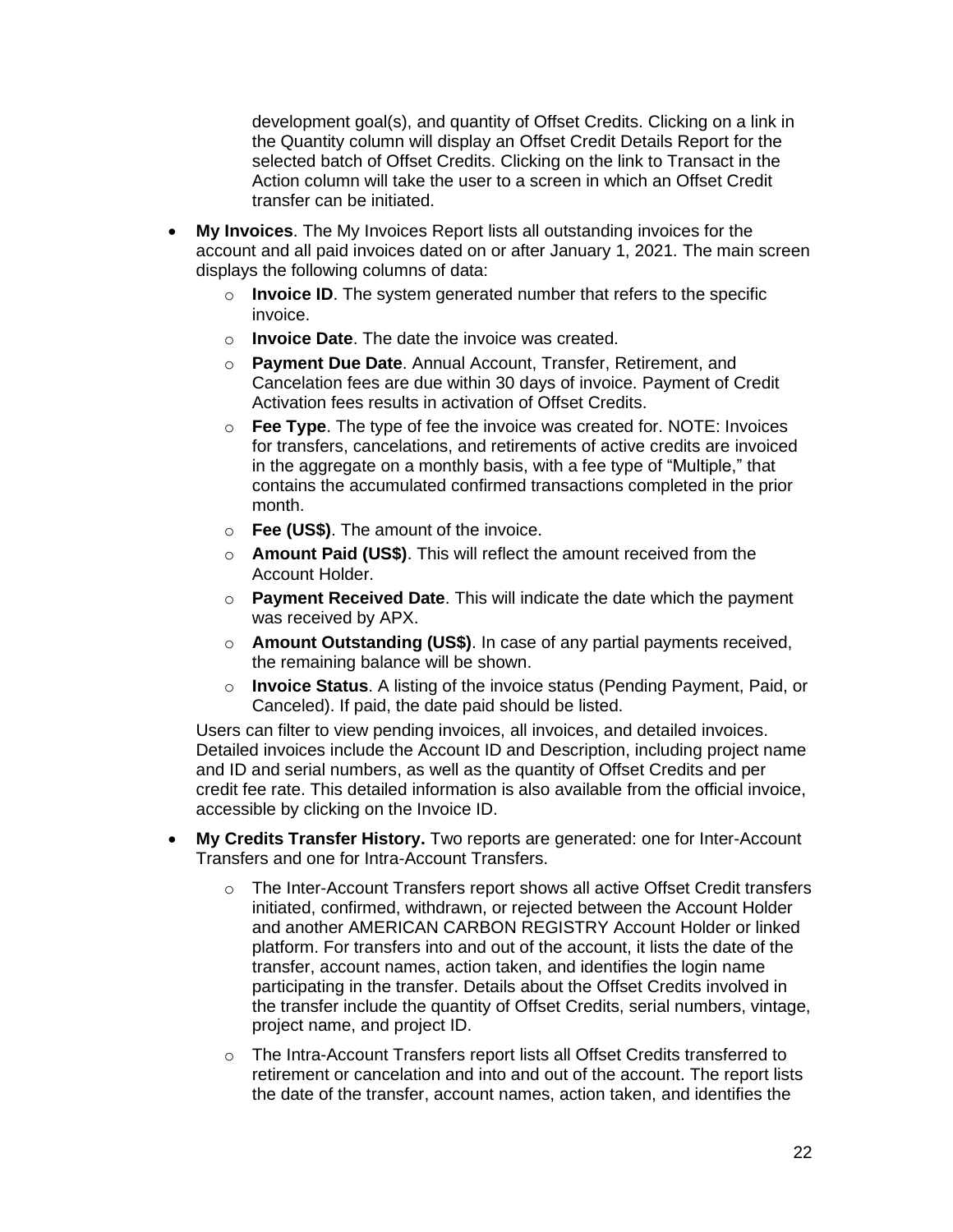development goal(s), and quantity of Offset Credits. Clicking on a link in the Quantity column will display an Offset Credit Details Report for the selected batch of Offset Credits. Clicking on the link to Transact in the Action column will take the user to a screen in which an Offset Credit transfer can be initiated.

- **My Invoices**. The My Invoices Report lists all outstanding invoices for the account and all paid invoices dated on or after January 1, 2021. The main screen displays the following columns of data:
  - **Invoice ID**. The system generated number that refers to the specific invoice.
  - **Invoice Date**. The date the invoice was created.
  - **Payment Due Date**. Annual Account, Transfer, Retirement, and Cancelation fees are due within 30 days of invoice. Payment of Credit Activation fees results in activation of Offset Credits.
  - **Fee Type**. The type of fee the invoice was created for. NOTE: Invoices for transfers, cancelations, and retirements of active credits are invoiced in the aggregate on a monthly basis, with a fee type of "Multiple," that contains the accumulated confirmed transactions completed in the prior month.
  - **Fee (US$)**. The amount of the invoice.
  - **Amount Paid (US$)**. This will reflect the amount received from the Account Holder.
  - **Payment Received Date**. This will indicate the date which the payment was received by APX.
  - **Amount Outstanding (US$)**. In case of any partial payments received, the remaining balance will be shown.
  - **Invoice Status**. A listing of the invoice status (Pending Payment, Paid, or Canceled). If paid, the date paid should be listed.

  Users can filter to view pending invoices, all invoices, and detailed invoices. Detailed invoices include the Account ID and Description, including project name and ID and serial numbers, as well as the quantity of Offset Credits and per credit fee rate. This detailed information is also available from the official invoice, accessible by clicking on the Invoice ID.

- **My Credits Transfer History.** Two reports are generated: one for Inter-Account Transfers and one for Intra-Account Transfers.
  - The Inter-Account Transfers report shows all active Offset Credit transfers initiated, confirmed, withdrawn, or rejected between the Account Holder and another AMERICAN CARBON REGISTRY Account Holder or linked platform. For transfers into and out of the account, it lists the date of the transfer, account names, action taken, and identifies the login name participating in the transfer. Details about the Offset Credits involved in the transfer include the quantity of Offset Credits, serial numbers, vintage, project name, and project ID.
  - The Intra-Account Transfers report lists all Offset Credits transferred to retirement or cancelation and into and out of the account. The report lists the date of the transfer, account names, action taken, and identifies the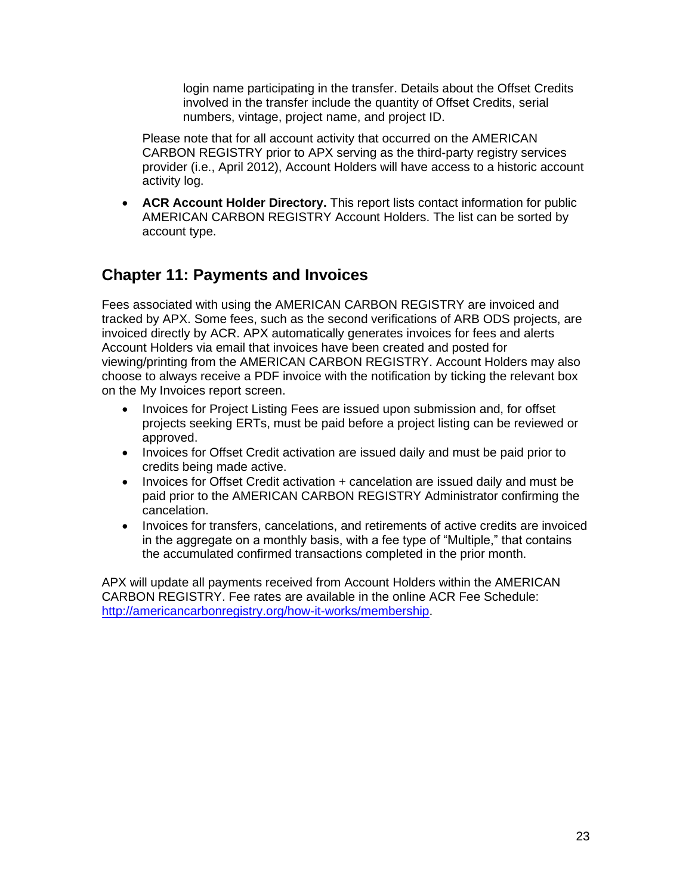login name participating in the transfer. Details about the Offset Credits involved in the transfer include the quantity of Offset Credits, serial numbers, vintage, project name, and project ID.

Please note that for all account activity that occurred on the AMERICAN CARBON REGISTRY prior to APX serving as the third-party registry services provider (i.e., April 2012), Account Holders will have access to a historic account activity log.

- **ACR Account Holder Directory.** This report lists contact information for public AMERICAN CARBON REGISTRY Account Holders. The list can be sorted by account type.

## Chapter 11: Payments and Invoices

Fees associated with using the AMERICAN CARBON REGISTRY are invoiced and tracked by APX. Some fees, such as the second verifications of ARB ODS projects, are invoiced directly by ACR. APX automatically generates invoices for fees and alerts Account Holders via email that invoices have been created and posted for viewing/printing from the AMERICAN CARBON REGISTRY. Account Holders may also choose to always receive a PDF invoice with the notification by ticking the relevant box on the My Invoices report screen.

- Invoices for Project Listing Fees are issued upon submission and, for offset projects seeking ERTs, must be paid before a project listing can be reviewed or approved.
- Invoices for Offset Credit activation are issued daily and must be paid prior to credits being made active.
- Invoices for Offset Credit activation + cancelation are issued daily and must be paid prior to the AMERICAN CARBON REGISTRY Administrator confirming the cancelation.
- Invoices for transfers, cancelations, and retirements of active credits are invoiced in the aggregate on a monthly basis, with a fee type of "Multiple," that contains the accumulated confirmed transactions completed in the prior month.

APX will update all payments received from Account Holders within the AMERICAN CARBON REGISTRY. Fee rates are available in the online ACR Fee Schedule: [http://americancarbonregistry.org/how-it-works/membership](http://americancarbonregistry.org/how-it-works/membership).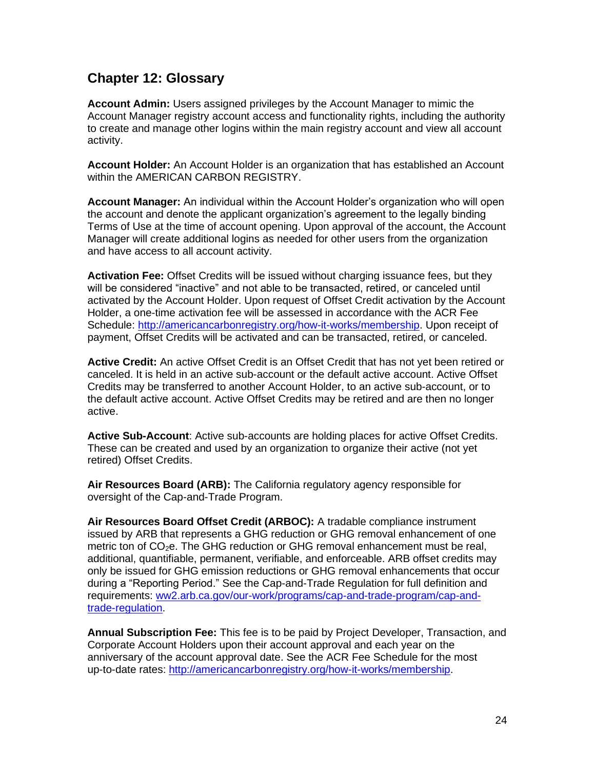## Chapter 12: Glossary

**Account Admin:** Users assigned privileges by the Account Manager to mimic the Account Manager registry account access and functionality rights, including the authority to create and manage other logins within the main registry account and view all account activity.

**Account Holder:** An Account Holder is an organization that has established an Account within the AMERICAN CARBON REGISTRY.

**Account Manager:** An individual within the Account Holder's organization who will open the account and denote the applicant organization's agreement to the legally binding Terms of Use at the time of account opening. Upon approval of the account, the Account Manager will create additional logins as needed for other users from the organization and have access to all account activity.

**Activation Fee:** Offset Credits will be issued without charging issuance fees, but they will be considered "inactive" and not able to be transacted, retired, or canceled until activated by the Account Holder. Upon request of Offset Credit activation by the Account Holder, a one-time activation fee will be assessed in accordance with the ACR Fee Schedule: [http://americancarbonregistry.org/how-it-works/membership](http://americancarbonregistry.org/how-it-works/membership). Upon receipt of payment, Offset Credits will be activated and can be transacted, retired, or canceled.

**Active Credit:** An active Offset Credit is an Offset Credit that has not yet been retired or canceled. It is held in an active sub-account or the default active account. Active Offset Credits may be transferred to another Account Holder, to an active sub-account, or to the default active account. Active Offset Credits may be retired and are then no longer active.

**Active Sub-Account**: Active sub-accounts are holding places for active Offset Credits. These can be created and used by an organization to organize their active (not yet retired) Offset Credits.

**Air Resources Board (ARB):** The California regulatory agency responsible for oversight of the Cap-and-Trade Program.

**Air Resources Board Offset Credit (ARBOC):** A tradable compliance instrument issued by ARB that represents a GHG reduction or GHG removal enhancement of one metric ton of $CO_2e$. The GHG reduction or GHG removal enhancement must be real, additional, quantifiable, permanent, verifiable, and enforceable. ARB offset credits may only be issued for GHG emission reductions or GHG removal enhancements that occur during a "Reporting Period." See the Cap-and-Trade Regulation for full definition and requirements: [ww2.arb.ca.gov/our-work/programs/cap-and-trade-program/cap-and-trade-regulation](ww2.arb.ca.gov/our-work/programs/cap-and-trade-program/cap-and-trade-regulation).

**Annual Subscription Fee:** This fee is to be paid by Project Developer, Transaction, and Corporate Account Holders upon their account approval and each year on the anniversary of the account approval date. See the ACR Fee Schedule for the most up-to-date rates: [http://americancarbonregistry.org/how-it-works/membership](http://americancarbonregistry.org/how-it-works/membership).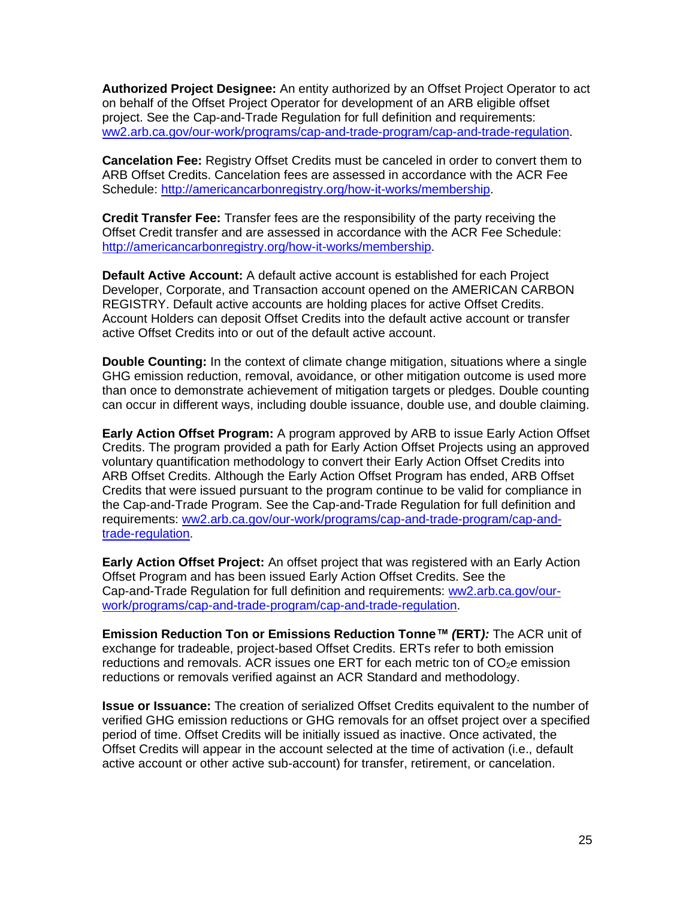**Authorized Project Designee:** An entity authorized by an Offset Project Operator to act on behalf of the Offset Project Operator for development of an ARB eligible offset project. See the Cap-and-Trade Regulation for full definition and requirements: [ww2.arb.ca.gov/our-work/programs/cap-and-trade-program/cap-and-trade-regulation](ww2.arb.ca.gov/our-work/programs/cap-and-trade-program/cap-and-trade-regulation).

**Cancelation Fee:** Registry Offset Credits must be canceled in order to convert them to ARB Offset Credits. Cancelation fees are assessed in accordance with the ACR Fee Schedule: [http://americancarbonregistry.org/how-it-works/membership](http://americancarbonregistry.org/how-it-works/membership).

**Credit Transfer Fee:** Transfer fees are the responsibility of the party receiving the Offset Credit transfer and are assessed in accordance with the ACR Fee Schedule: [http://americancarbonregistry.org/how-it-works/membership](http://americancarbonregistry.org/how-it-works/membership).

**Default Active Account:** A default active account is established for each Project Developer, Corporate, and Transaction account opened on the AMERICAN CARBON REGISTRY. Default active accounts are holding places for active Offset Credits. Account Holders can deposit Offset Credits into the default active account or transfer active Offset Credits into or out of the default active account.

**Double Counting:** In the context of climate change mitigation, situations where a single GHG emission reduction, removal, avoidance, or other mitigation outcome is used more than once to demonstrate achievement of mitigation targets or pledges. Double counting can occur in different ways, including double issuance, double use, and double claiming.

**Early Action Offset Program:** A program approved by ARB to issue Early Action Offset Credits. The program provided a path for Early Action Offset Projects using an approved voluntary quantification methodology to convert their Early Action Offset Credits into ARB Offset Credits. Although the Early Action Offset Program has ended, ARB Offset Credits that were issued pursuant to the program continue to be valid for compliance in the Cap-and-Trade Program. See the Cap-and-Trade Regulation for full definition and requirements: [ww2.arb.ca.gov/our-work/programs/cap-and-trade-program/cap-and-trade-regulation](ww2.arb.ca.gov/our-work/programs/cap-and-trade-program/cap-and-trade-regulation).

**Early Action Offset Project:** An offset project that was registered with an Early Action Offset Program and has been issued Early Action Offset Credits. See the Cap-and-Trade Regulation for full definition and requirements: [ww2.arb.ca.gov/our-work/programs/cap-and-trade-program/cap-and-trade-regulation](ww2.arb.ca.gov/our-work/programs/cap-and-trade-program/cap-and-trade-regulation).

**Emission Reduction Ton or Emissions Reduction Tonne™ *(*ERT*):*** The ACR unit of exchange for tradeable, project-based Offset Credits. ERTs refer to both emission reductions and removals. ACR issues one ERT for each metric ton of $CO_2e$ emission reductions or removals verified against an ACR Standard and methodology.

**Issue or Issuance:** The creation of serialized Offset Credits equivalent to the number of verified GHG emission reductions or GHG removals for an offset project over a specified period of time. Offset Credits will be initially issued as inactive. Once activated, the Offset Credits will appear in the account selected at the time of activation (i.e., default active account or other active sub-account) for transfer, retirement, or cancelation.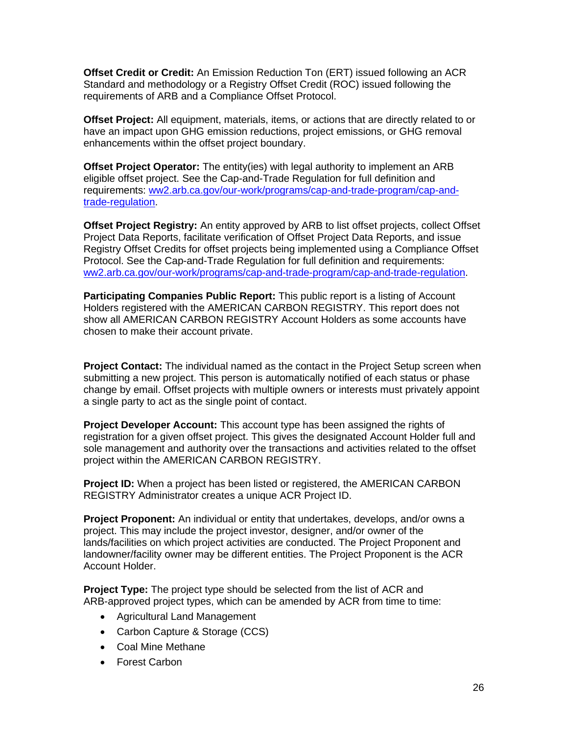**Offset Credit or Credit:** An Emission Reduction Ton (ERT) issued following an ACR Standard and methodology or a Registry Offset Credit (ROC) issued following the requirements of ARB and a Compliance Offset Protocol.

**Offset Project:** All equipment, materials, items, or actions that are directly related to or have an impact upon GHG emission reductions, project emissions, or GHG removal enhancements within the offset project boundary.

**Offset Project Operator:** The entity(ies) with legal authority to implement an ARB eligible offset project. See the Cap-and-Trade Regulation for full definition and requirements: [ww2.arb.ca.gov/our-work/programs/cap-and-trade-program/cap-and-trade-regulation](ww2.arb.ca.gov/our-work/programs/cap-and-trade-program/cap-and-trade-regulation).

**Offset Project Registry:** An entity approved by ARB to list offset projects, collect Offset Project Data Reports, facilitate verification of Offset Project Data Reports, and issue Registry Offset Credits for offset projects being implemented using a Compliance Offset Protocol. See the Cap-and-Trade Regulation for full definition and requirements: [ww2.arb.ca.gov/our-work/programs/cap-and-trade-program/cap-and-trade-regulation](ww2.arb.ca.gov/our-work/programs/cap-and-trade-program/cap-and-trade-regulation).

**Participating Companies Public Report:** This public report is a listing of Account Holders registered with the AMERICAN CARBON REGISTRY. This report does not show all AMERICAN CARBON REGISTRY Account Holders as some accounts have chosen to make their account private.

**Project Contact:** The individual named as the contact in the Project Setup screen when submitting a new project. This person is automatically notified of each status or phase change by email. Offset projects with multiple owners or interests must privately appoint a single party to act as the single point of contact.

**Project Developer Account:** This account type has been assigned the rights of registration for a given offset project. This gives the designated Account Holder full and sole management and authority over the transactions and activities related to the offset project within the AMERICAN CARBON REGISTRY.

**Project ID:** When a project has been listed or registered, the AMERICAN CARBON REGISTRY Administrator creates a unique ACR Project ID.

**Project Proponent:** An individual or entity that undertakes, develops, and/or owns a project. This may include the project investor, designer, and/or owner of the lands/facilities on which project activities are conducted. The Project Proponent and landowner/facility owner may be different entities. The Project Proponent is the ACR Account Holder.

**Project Type:** The project type should be selected from the list of ACR and ARB-approved project types, which can be amended by ACR from time to time:

- Agricultural Land Management
- Carbon Capture & Storage (CCS)
- Coal Mine Methane
- Forest Carbon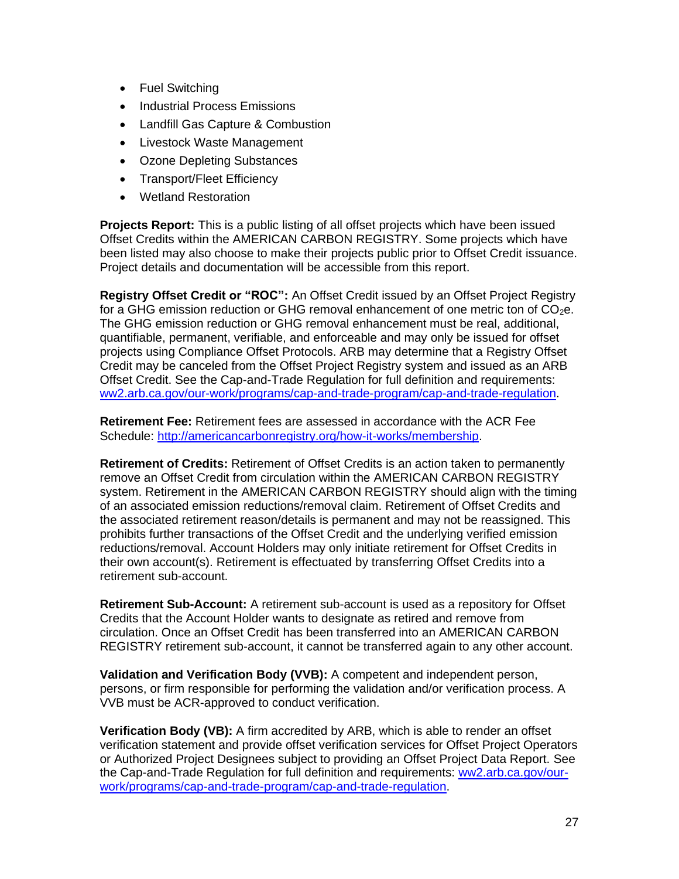- Fuel Switching
- Industrial Process Emissions
- Landfill Gas Capture & Combustion
- Livestock Waste Management
- Ozone Depleting Substances
- Transport/Fleet Efficiency
- Wetland Restoration

**Projects Report:** This is a public listing of all offset projects which have been issued Offset Credits within the AMERICAN CARBON REGISTRY. Some projects which have been listed may also choose to make their projects public prior to Offset Credit issuance. Project details and documentation will be accessible from this report.

**Registry Offset Credit or "ROC":** An Offset Credit issued by an Offset Project Registry for a GHG emission reduction or GHG removal enhancement of one metric ton of $CO_2e$. The GHG emission reduction or GHG removal enhancement must be real, additional, quantifiable, permanent, verifiable, and enforceable and may only be issued for offset projects using Compliance Offset Protocols. ARB may determine that a Registry Offset Credit may be canceled from the Offset Project Registry system and issued as an ARB Offset Credit. See the Cap-and-Trade Regulation for full definition and requirements: [ww2.arb.ca.gov/our-work/programs/cap-and-trade-program/cap-and-trade-regulation](ww2.arb.ca.gov/our-work/programs/cap-and-trade-program/cap-and-trade-regulation).

**Retirement Fee:** Retirement fees are assessed in accordance with the ACR Fee Schedule: [http://americancarbonregistry.org/how-it-works/membership](http://americancarbonregistry.org/how-it-works/membership).

**Retirement of Credits:** Retirement of Offset Credits is an action taken to permanently remove an Offset Credit from circulation within the AMERICAN CARBON REGISTRY system. Retirement in the AMERICAN CARBON REGISTRY should align with the timing of an associated emission reductions/removal claim. Retirement of Offset Credits and the associated retirement reason/details is permanent and may not be reassigned. This prohibits further transactions of the Offset Credit and the underlying verified emission reductions/removal. Account Holders may only initiate retirement for Offset Credits in their own account(s). Retirement is effectuated by transferring Offset Credits into a retirement sub-account.

**Retirement Sub-Account:** A retirement sub-account is used as a repository for Offset Credits that the Account Holder wants to designate as retired and remove from circulation. Once an Offset Credit has been transferred into an AMERICAN CARBON REGISTRY retirement sub-account, it cannot be transferred again to any other account.

**Validation and Verification Body (VVB):** A competent and independent person, persons, or firm responsible for performing the validation and/or verification process. A VVB must be ACR-approved to conduct verification.

**Verification Body (VB):** A firm accredited by ARB, which is able to render an offset verification statement and provide offset verification services for Offset Project Operators or Authorized Project Designees subject to providing an Offset Project Data Report. See the Cap-and-Trade Regulation for full definition and requirements: [ww2.arb.ca.gov/our-work/programs/cap-and-trade-program/cap-and-trade-regulation](ww2.arb.ca.gov/our-work/programs/cap-and-trade-program/cap-and-trade-regulation).